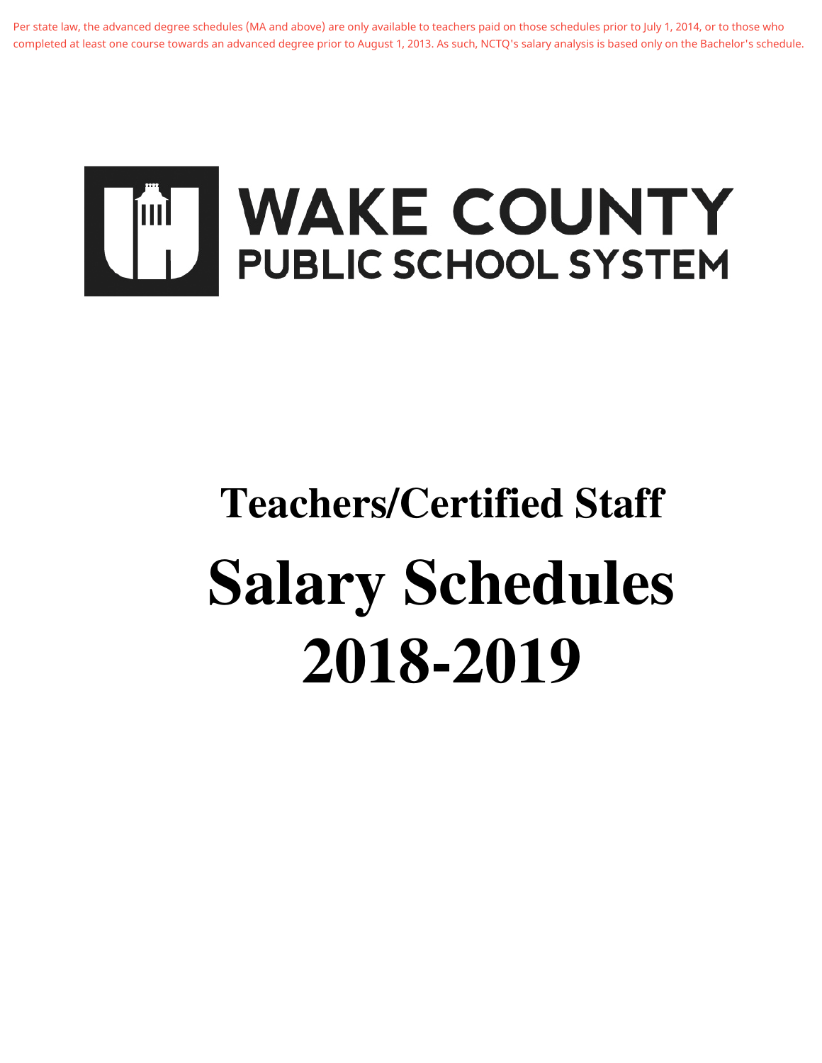Per state law, the advanced degree schedules (MA and above) are only available to teachers paid on those schedules prior to July 1, 2014, or to those who completed at least one course towards an advanced degree prior to August 1, 2013. As such, NCTQ's salary analysis is based only on the Bachelor's schedule.

WAKE COUNTY
PUBLIC SCHOOL SYSTEM

## Teachers/Certified Staff

# Salary Schedules
# 2018-2019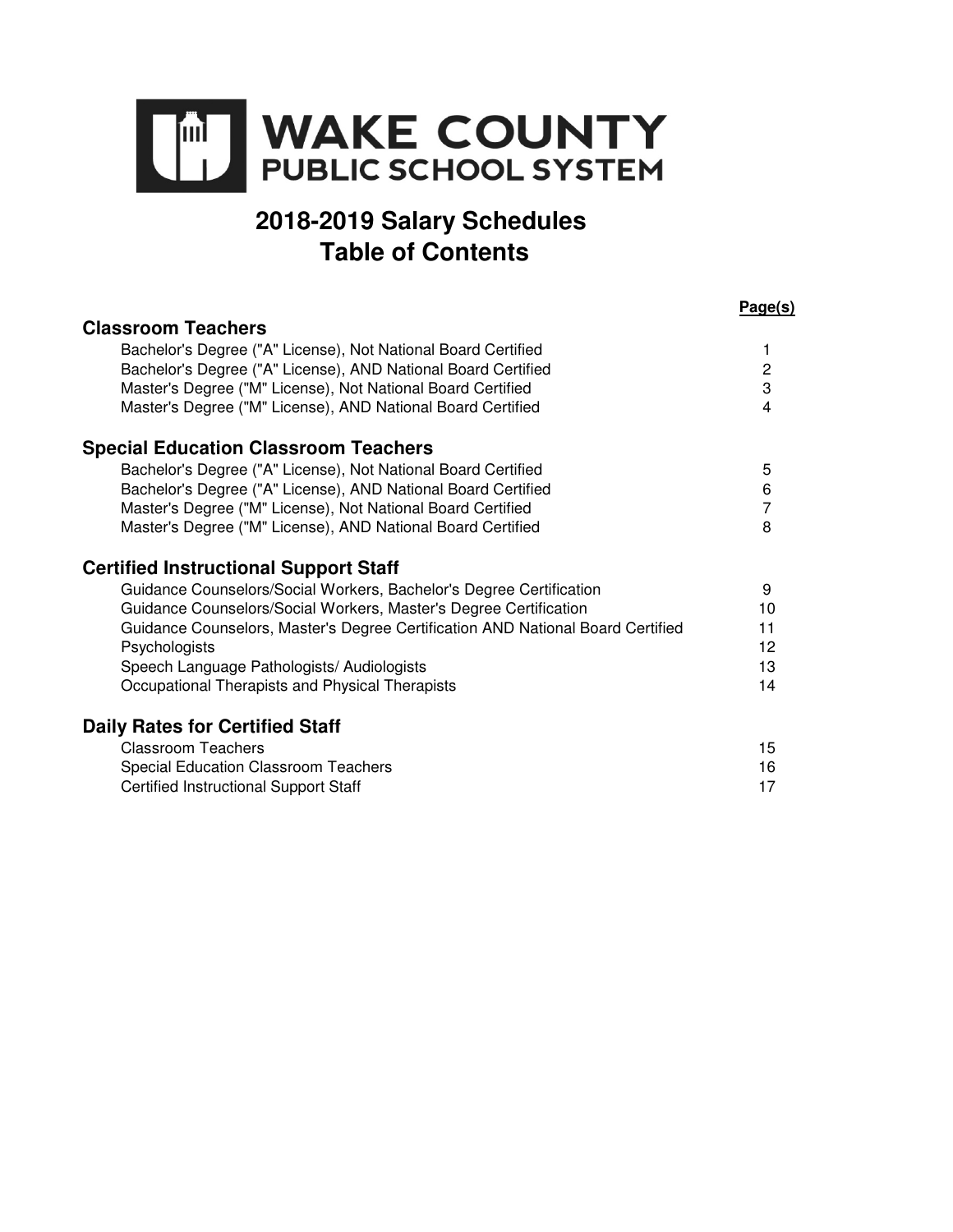# WAKE COUNTY PUBLIC SCHOOL SYSTEM

## 2018-2019 Salary Schedules
## Table of Contents

| | Page(s) |
|---|---|
| **Classroom Teachers** | |
| Bachelor's Degree ("A" License), Not National Board Certified | 1 |
| Bachelor's Degree ("A" License), AND National Board Certified | 2 |
| Master's Degree ("M" License), Not National Board Certified | 3 |
| Master's Degree ("M" License), AND National Board Certified | 4 |
| **Special Education Classroom Teachers** | |
| Bachelor's Degree ("A" License), Not National Board Certified | 5 |
| Bachelor's Degree ("A" License), AND National Board Certified | 6 |
| Master's Degree ("M" License), Not National Board Certified | 7 |
| Master's Degree ("M" License), AND National Board Certified | 8 |
| **Certified Instructional Support Staff** | |
| Guidance Counselors/Social Workers, Bachelor's Degree Certification | 9 |
| Guidance Counselors/Social Workers, Master's Degree Certification | 10 |
| Guidance Counselors, Master's Degree Certification AND National Board Certified | 11 |
| Psychologists | 12 |
| Speech Language Pathologists/ Audiologists | 13 |
| Occupational Therapists and Physical Therapists | 14 |
| **Daily Rates for Certified Staff** | |
| Classroom Teachers | 15 |
| Special Education Classroom Teachers | 16 |
| Certified Instructional Support Staff | 17 |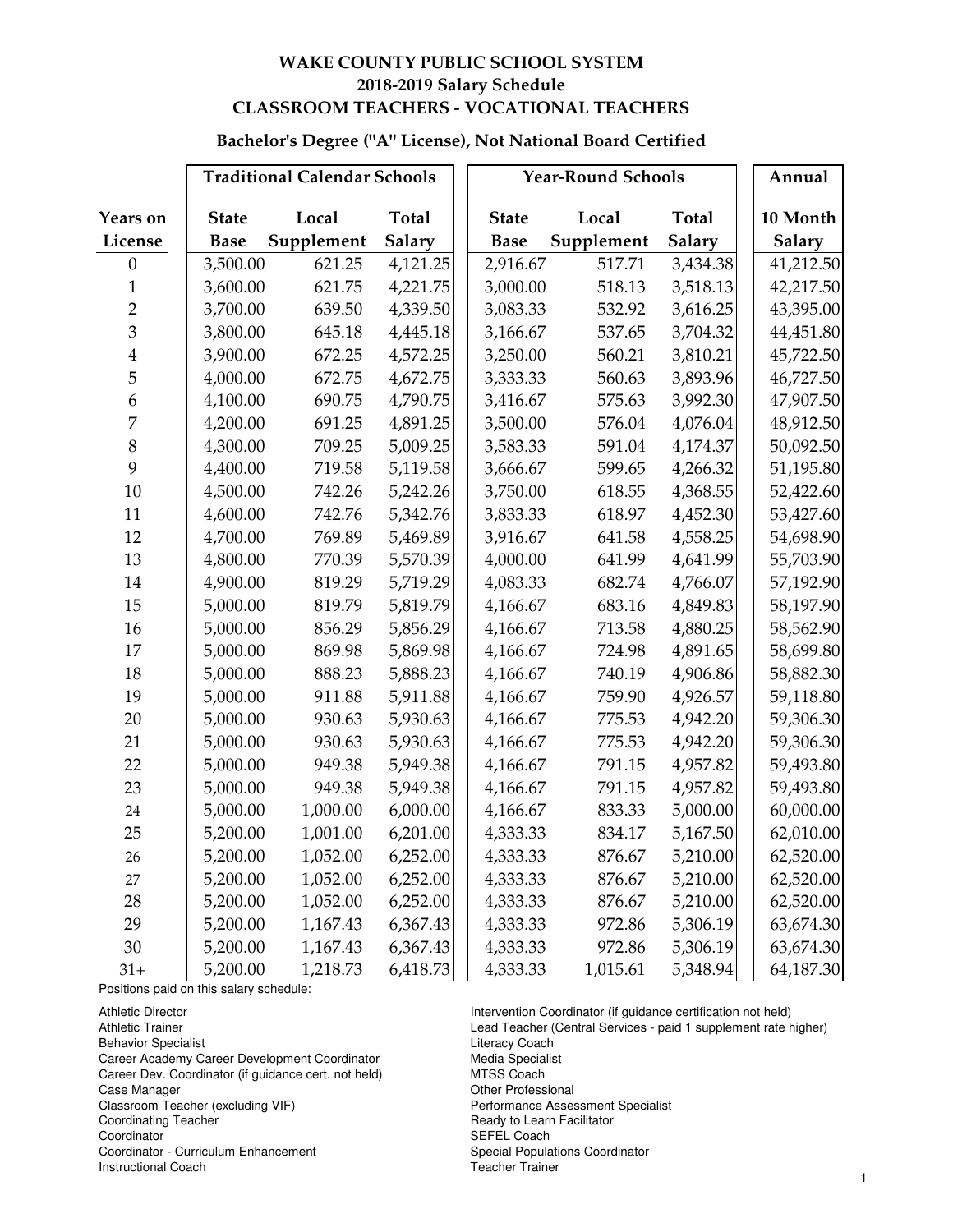# WAKE COUNTY PUBLIC SCHOOL SYSTEM
## 2018-2019 Salary Schedule
## CLASSROOM TEACHERS - VOCATIONAL TEACHERS

### Bachelor's Degree ("A" License), Not National Board Certified

| | Traditional Calendar Schools | | | Year-Round Schools | | | Annual |
|---|---|---|---|---|---|---|---|
| Years on License | State Base | Local Supplement | Total Salary | State Base | Local Supplement | Total Salary | 10 Month Salary |
| 0 | 3,500.00 | 621.25 | 4,121.25 | 2,916.67 | 517.71 | 3,434.38 | 41,212.50 |
| 1 | 3,600.00 | 621.75 | 4,221.75 | 3,000.00 | 518.13 | 3,518.13 | 42,217.50 |
| 2 | 3,700.00 | 639.50 | 4,339.50 | 3,083.33 | 532.92 | 3,616.25 | 43,395.00 |
| 3 | 3,800.00 | 645.18 | 4,445.18 | 3,166.67 | 537.65 | 3,704.32 | 44,451.80 |
| 4 | 3,900.00 | 672.25 | 4,572.25 | 3,250.00 | 560.21 | 3,810.21 | 45,722.50 |
| 5 | 4,000.00 | 672.75 | 4,672.75 | 3,333.33 | 560.63 | 3,893.96 | 46,727.50 |
| 6 | 4,100.00 | 690.75 | 4,790.75 | 3,416.67 | 575.63 | 3,992.30 | 47,907.50 |
| 7 | 4,200.00 | 691.25 | 4,891.25 | 3,500.00 | 576.04 | 4,076.04 | 48,912.50 |
| 8 | 4,300.00 | 709.25 | 5,009.25 | 3,583.33 | 591.04 | 4,174.37 | 50,092.50 |
| 9 | 4,400.00 | 719.58 | 5,119.58 | 3,666.67 | 599.65 | 4,266.32 | 51,195.80 |
| 10 | 4,500.00 | 742.26 | 5,242.26 | 3,750.00 | 618.55 | 4,368.55 | 52,422.60 |
| 11 | 4,600.00 | 742.76 | 5,342.76 | 3,833.33 | 618.97 | 4,452.30 | 53,427.60 |
| 12 | 4,700.00 | 769.89 | 5,469.89 | 3,916.67 | 641.58 | 4,558.25 | 54,698.90 |
| 13 | 4,800.00 | 770.39 | 5,570.39 | 4,000.00 | 641.99 | 4,641.99 | 55,703.90 |
| 14 | 4,900.00 | 819.29 | 5,719.29 | 4,083.33 | 682.74 | 4,766.07 | 57,192.90 |
| 15 | 5,000.00 | 819.79 | 5,819.79 | 4,166.67 | 683.16 | 4,849.83 | 58,197.90 |
| 16 | 5,000.00 | 856.29 | 5,856.29 | 4,166.67 | 713.58 | 4,880.25 | 58,562.90 |
| 17 | 5,000.00 | 869.98 | 5,869.98 | 4,166.67 | 724.98 | 4,891.65 | 58,699.80 |
| 18 | 5,000.00 | 888.23 | 5,888.23 | 4,166.67 | 740.19 | 4,906.86 | 58,882.30 |
| 19 | 5,000.00 | 911.88 | 5,911.88 | 4,166.67 | 759.90 | 4,926.57 | 59,118.80 |
| 20 | 5,000.00 | 930.63 | 5,930.63 | 4,166.67 | 775.53 | 4,942.20 | 59,306.30 |
| 21 | 5,000.00 | 930.63 | 5,930.63 | 4,166.67 | 775.53 | 4,942.20 | 59,306.30 |
| 22 | 5,000.00 | 949.38 | 5,949.38 | 4,166.67 | 791.15 | 4,957.82 | 59,493.80 |
| 23 | 5,000.00 | 949.38 | 5,949.38 | 4,166.67 | 791.15 | 4,957.82 | 59,493.80 |
| 24 | 5,000.00 | 1,000.00 | 6,000.00 | 4,166.67 | 833.33 | 5,000.00 | 60,000.00 |
| 25 | 5,200.00 | 1,001.00 | 6,201.00 | 4,333.33 | 834.17 | 5,167.50 | 62,010.00 |
| 26 | 5,200.00 | 1,052.00 | 6,252.00 | 4,333.33 | 876.67 | 5,210.00 | 62,520.00 |
| 27 | 5,200.00 | 1,052.00 | 6,252.00 | 4,333.33 | 876.67 | 5,210.00 | 62,520.00 |
| 28 | 5,200.00 | 1,052.00 | 6,252.00 | 4,333.33 | 876.67 | 5,210.00 | 62,520.00 |
| 29 | 5,200.00 | 1,167.43 | 6,367.43 | 4,333.33 | 972.86 | 5,306.19 | 63,674.30 |
| 30 | 5,200.00 | 1,167.43 | 6,367.43 | 4,333.33 | 972.86 | 5,306.19 | 63,674.30 |
| 31+ | 5,200.00 | 1,218.73 | 6,418.73 | 4,333.33 | 1,015.61 | 5,348.94 | 64,187.30 |

Positions paid on this salary schedule:

Athletic Director
Athletic Trainer
Behavior Specialist
Career Academy Career Development Coordinator
Career Dev. Coordinator (if guidance cert. not held)
Case Manager
Classroom Teacher (excluding VIF)
Coordinating Teacher
Coordinator
Coordinator - Curriculum Enhancement
Instructional Coach
Intervention Coordinator (if guidance certification not held)
Lead Teacher (Central Services - paid 1 supplement rate higher)
Literacy Coach
Media Specialist
MTSS Coach
Other Professional
Performance Assessment Specialist
Ready to Learn Facilitator
SEFEL Coach
Special Populations Coordinator
Teacher Trainer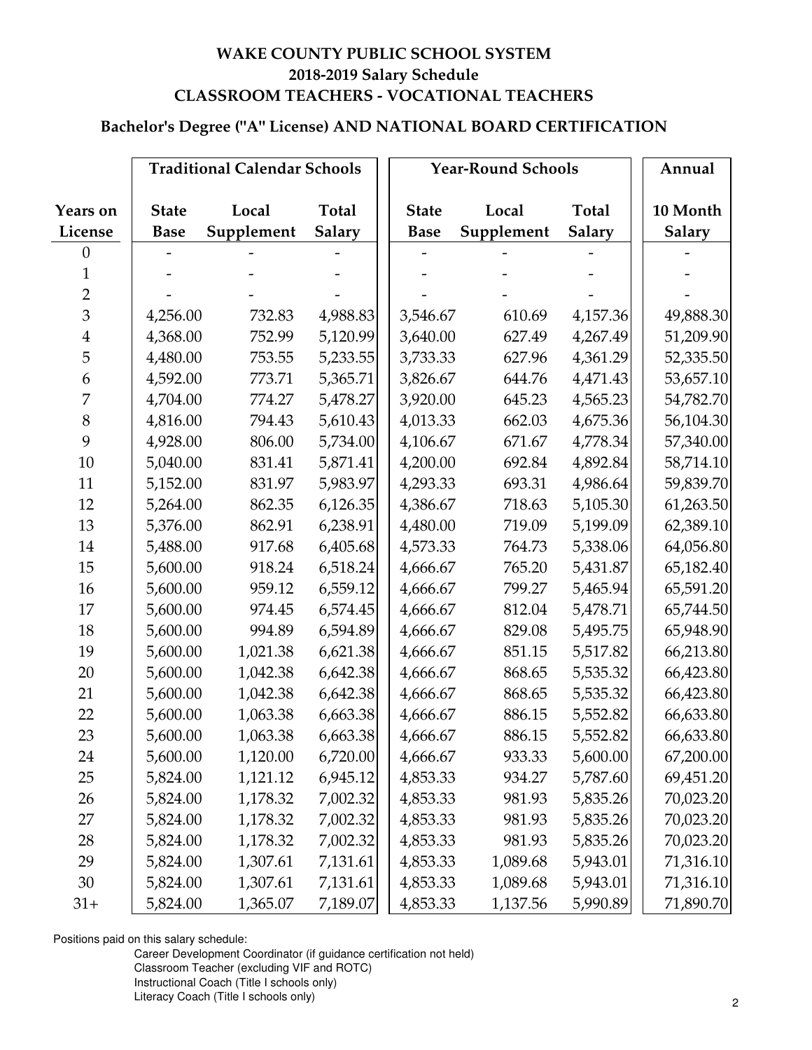# WAKE COUNTY PUBLIC SCHOOL SYSTEM
## 2018-2019 Salary Schedule
## CLASSROOM TEACHERS - VOCATIONAL TEACHERS

### Bachelor's Degree ("A" License) AND NATIONAL BOARD CERTIFICATION

| | Traditional Calendar Schools | | | Year-Round Schools | | | Annual |
|---|---|---|---|---|---|---|---|
| Years on License | State Base | Local Supplement | Total Salary | State Base | Local Supplement | Total Salary | 10 Month Salary |
| 0 | - | - | - | - | - | - | - |
| 1 | - | - | - | - | - | - | - |
| 2 | - | - | - | - | - | - | - |
| 3 | 4,256.00 | 732.83 | 4,988.83 | 3,546.67 | 610.69 | 4,157.36 | 49,888.30 |
| 4 | 4,368.00 | 752.99 | 5,120.99 | 3,640.00 | 627.49 | 4,267.49 | 51,209.90 |
| 5 | 4,480.00 | 753.55 | 5,233.55 | 3,733.33 | 627.96 | 4,361.29 | 52,335.50 |
| 6 | 4,592.00 | 773.71 | 5,365.71 | 3,826.67 | 644.76 | 4,471.43 | 53,657.10 |
| 7 | 4,704.00 | 774.27 | 5,478.27 | 3,920.00 | 645.23 | 4,565.23 | 54,782.70 |
| 8 | 4,816.00 | 794.43 | 5,610.43 | 4,013.33 | 662.03 | 4,675.36 | 56,104.30 |
| 9 | 4,928.00 | 806.00 | 5,734.00 | 4,106.67 | 671.67 | 4,778.34 | 57,340.00 |
| 10 | 5,040.00 | 831.41 | 5,871.41 | 4,200.00 | 692.84 | 4,892.84 | 58,714.10 |
| 11 | 5,152.00 | 831.97 | 5,983.97 | 4,293.33 | 693.31 | 4,986.64 | 59,839.70 |
| 12 | 5,264.00 | 862.35 | 6,126.35 | 4,386.67 | 718.63 | 5,105.30 | 61,263.50 |
| 13 | 5,376.00 | 862.91 | 6,238.91 | 4,480.00 | 719.09 | 5,199.09 | 62,389.10 |
| 14 | 5,488.00 | 917.68 | 6,405.68 | 4,573.33 | 764.73 | 5,338.06 | 64,056.80 |
| 15 | 5,600.00 | 918.24 | 6,518.24 | 4,666.67 | 765.20 | 5,431.87 | 65,182.40 |
| 16 | 5,600.00 | 959.12 | 6,559.12 | 4,666.67 | 799.27 | 5,465.94 | 65,591.20 |
| 17 | 5,600.00 | 974.45 | 6,574.45 | 4,666.67 | 812.04 | 5,478.71 | 65,744.50 |
| 18 | 5,600.00 | 994.89 | 6,594.89 | 4,666.67 | 829.08 | 5,495.75 | 65,948.90 |
| 19 | 5,600.00 | 1,021.38 | 6,621.38 | 4,666.67 | 851.15 | 5,517.82 | 66,213.80 |
| 20 | 5,600.00 | 1,042.38 | 6,642.38 | 4,666.67 | 868.65 | 5,535.32 | 66,423.80 |
| 21 | 5,600.00 | 1,042.38 | 6,642.38 | 4,666.67 | 868.65 | 5,535.32 | 66,423.80 |
| 22 | 5,600.00 | 1,063.38 | 6,663.38 | 4,666.67 | 886.15 | 5,552.82 | 66,633.80 |
| 23 | 5,600.00 | 1,063.38 | 6,663.38 | 4,666.67 | 886.15 | 5,552.82 | 66,633.80 |
| 24 | 5,600.00 | 1,120.00 | 6,720.00 | 4,666.67 | 933.33 | 5,600.00 | 67,200.00 |
| 25 | 5,824.00 | 1,121.12 | 6,945.12 | 4,853.33 | 934.27 | 5,787.60 | 69,451.20 |
| 26 | 5,824.00 | 1,178.32 | 7,002.32 | 4,853.33 | 981.93 | 5,835.26 | 70,023.20 |
| 27 | 5,824.00 | 1,178.32 | 7,002.32 | 4,853.33 | 981.93 | 5,835.26 | 70,023.20 |
| 28 | 5,824.00 | 1,178.32 | 7,002.32 | 4,853.33 | 981.93 | 5,835.26 | 70,023.20 |
| 29 | 5,824.00 | 1,307.61 | 7,131.61 | 4,853.33 | 1,089.68 | 5,943.01 | 71,316.10 |
| 30 | 5,824.00 | 1,307.61 | 7,131.61 | 4,853.33 | 1,089.68 | 5,943.01 | 71,316.10 |
| 31+ | 5,824.00 | 1,365.07 | 7,189.07 | 4,853.33 | 1,137.56 | 5,990.89 | 71,890.70 |

Positions paid on this salary schedule:

- Career Development Coordinator (if guidance certification not held)
- Classroom Teacher (excluding VIF and ROTC)
- Instructional Coach (Title I schools only)
- Literacy Coach (Title I schools only)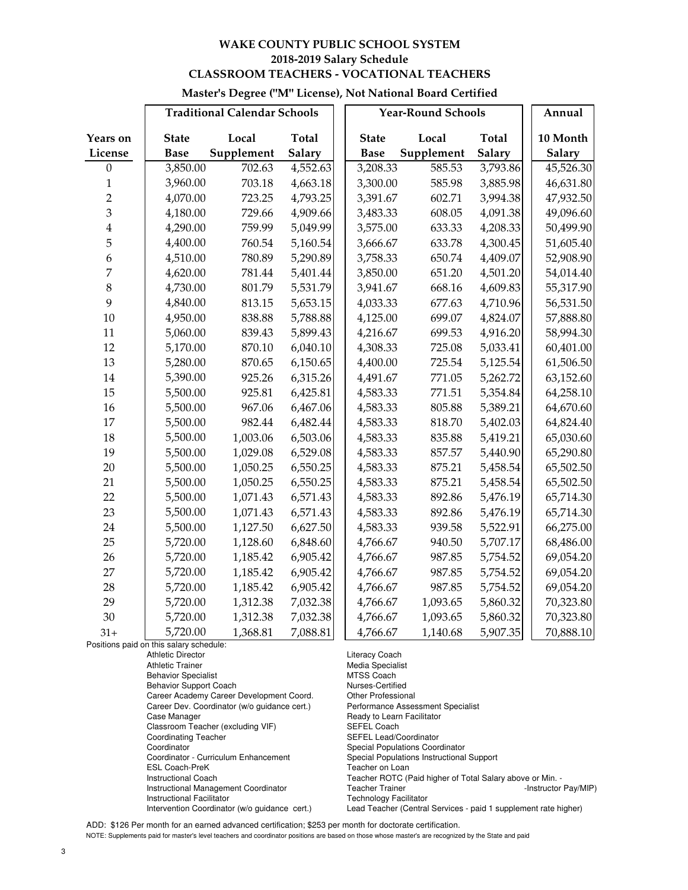# WAKE COUNTY PUBLIC SCHOOL SYSTEM
## 2018-2019 Salary Schedule
## CLASSROOM TEACHERS - VOCATIONAL TEACHERS

### Master's Degree ("M" License), Not National Board Certified

| | Traditional Calendar Schools | | | Year-Round Schools | | | Annual |
|---|---|---|---|---|---|---|---|
| Years on License | State Base | Local Supplement | Total Salary | State Base | Local Supplement | Total Salary | 10 Month Salary |
| 0 | 3,850.00 | 702.63 | 4,552.63 | 3,208.33 | 585.53 | 3,793.86 | 45,526.30 |
| 1 | 3,960.00 | 703.18 | 4,663.18 | 3,300.00 | 585.98 | 3,885.98 | 46,631.80 |
| 2 | 4,070.00 | 723.25 | 4,793.25 | 3,391.67 | 602.71 | 3,994.38 | 47,932.50 |
| 3 | 4,180.00 | 729.66 | 4,909.66 | 3,483.33 | 608.05 | 4,091.38 | 49,096.60 |
| 4 | 4,290.00 | 759.99 | 5,049.99 | 3,575.00 | 633.33 | 4,208.33 | 50,499.90 |
| 5 | 4,400.00 | 760.54 | 5,160.54 | 3,666.67 | 633.78 | 4,300.45 | 51,605.40 |
| 6 | 4,510.00 | 780.89 | 5,290.89 | 3,758.33 | 650.74 | 4,409.07 | 52,908.90 |
| 7 | 4,620.00 | 781.44 | 5,401.44 | 3,850.00 | 651.20 | 4,501.20 | 54,014.40 |
| 8 | 4,730.00 | 801.79 | 5,531.79 | 3,941.67 | 668.16 | 4,609.83 | 55,317.90 |
| 9 | 4,840.00 | 813.15 | 5,653.15 | 4,033.33 | 677.63 | 4,710.96 | 56,531.50 |
| 10 | 4,950.00 | 838.88 | 5,788.88 | 4,125.00 | 699.07 | 4,824.07 | 57,888.80 |
| 11 | 5,060.00 | 839.43 | 5,899.43 | 4,216.67 | 699.53 | 4,916.20 | 58,994.30 |
| 12 | 5,170.00 | 870.10 | 6,040.10 | 4,308.33 | 725.08 | 5,033.41 | 60,401.00 |
| 13 | 5,280.00 | 870.65 | 6,150.65 | 4,400.00 | 725.54 | 5,125.54 | 61,506.50 |
| 14 | 5,390.00 | 925.26 | 6,315.26 | 4,491.67 | 771.05 | 5,262.72 | 63,152.60 |
| 15 | 5,500.00 | 925.81 | 6,425.81 | 4,583.33 | 771.51 | 5,354.84 | 64,258.10 |
| 16 | 5,500.00 | 967.06 | 6,467.06 | 4,583.33 | 805.88 | 5,389.21 | 64,670.60 |
| 17 | 5,500.00 | 982.44 | 6,482.44 | 4,583.33 | 818.70 | 5,402.03 | 64,824.40 |
| 18 | 5,500.00 | 1,003.06 | 6,503.06 | 4,583.33 | 835.88 | 5,419.21 | 65,030.60 |
| 19 | 5,500.00 | 1,029.08 | 6,529.08 | 4,583.33 | 857.57 | 5,440.90 | 65,290.80 |
| 20 | 5,500.00 | 1,050.25 | 6,550.25 | 4,583.33 | 875.21 | 5,458.54 | 65,502.50 |
| 21 | 5,500.00 | 1,050.25 | 6,550.25 | 4,583.33 | 875.21 | 5,458.54 | 65,502.50 |
| 22 | 5,500.00 | 1,071.43 | 6,571.43 | 4,583.33 | 892.86 | 5,476.19 | 65,714.30 |
| 23 | 5,500.00 | 1,071.43 | 6,571.43 | 4,583.33 | 892.86 | 5,476.19 | 65,714.30 |
| 24 | 5,500.00 | 1,127.50 | 6,627.50 | 4,583.33 | 939.58 | 5,522.91 | 66,275.00 |
| 25 | 5,720.00 | 1,128.60 | 6,848.60 | 4,766.67 | 940.50 | 5,707.17 | 68,486.00 |
| 26 | 5,720.00 | 1,185.42 | 6,905.42 | 4,766.67 | 987.85 | 5,754.52 | 69,054.20 |
| 27 | 5,720.00 | 1,185.42 | 6,905.42 | 4,766.67 | 987.85 | 5,754.52 | 69,054.20 |
| 28 | 5,720.00 | 1,185.42 | 6,905.42 | 4,766.67 | 987.85 | 5,754.52 | 69,054.20 |
| 29 | 5,720.00 | 1,312.38 | 7,032.38 | 4,766.67 | 1,093.65 | 5,860.32 | 70,323.80 |
| 30 | 5,720.00 | 1,312.38 | 7,032.38 | 4,766.67 | 1,093.65 | 5,860.32 | 70,323.80 |
| 31+ | 5,720.00 | 1,368.81 | 7,088.81 | 4,766.67 | 1,140.68 | 5,907.35 | 70,888.10 |

Positions paid on this salary schedule:

- Athletic Director
- Athletic Trainer
- Behavior Specialist
- Behavior Support Coach
- Career Academy Career Development Coord.
- Career Dev. Coordinator (w/o guidance cert.)
- Case Manager
- Classroom Teacher (excluding VIF)
- Coordinating Teacher
- Coordinator
- Coordinator - Curriculum Enhancement
- ESL Coach-PreK
- Instructional Coach
- Instructional Management Coordinator
- Instructional Facilitator
- Intervention Coordinator (w/o guidance cert.)
- Literacy Coach
- Media Specialist
- MTSS Coach
- Nurses-Certified
- Other Professional
- Performance Assessment Specialist
- Ready to Learn Facilitator
- SEFEL Coach
- SEFEL Lead/Coordinator
- Special Populations Coordinator
- Special Populations Instructional Support
- Teacher on Loan
- Teacher ROTC (Paid higher of Total Salary above or Min. -Instructor Pay/MIP)
- Teacher Trainer
- Technology Facilitator
- Lead Teacher (Central Services - paid 1 supplement rate higher)

ADD: $126 Per month for an earned advanced certification; $253 per month for doctorate certification.

NOTE: Supplements paid for master's level teachers and coordinator positions are based on those whose master's are recognized by the State and paid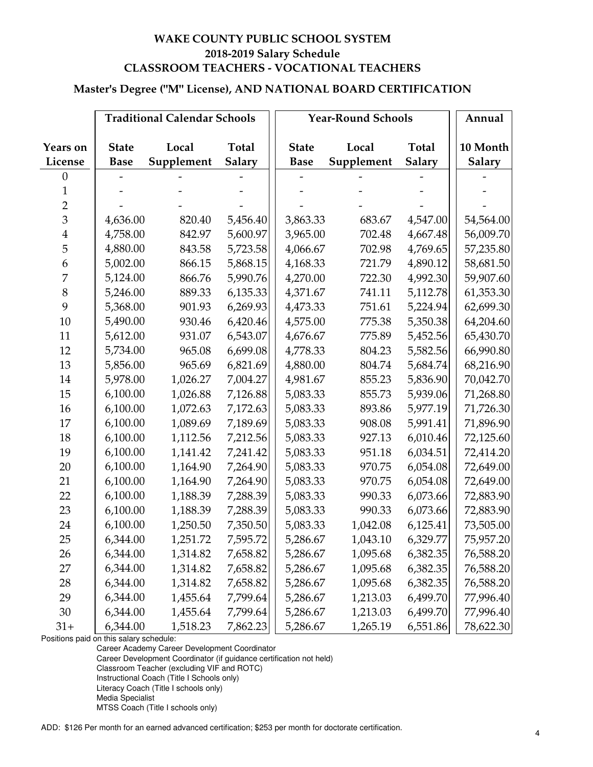# WAKE COUNTY PUBLIC SCHOOL SYSTEM
## 2018-2019 Salary Schedule
## CLASSROOM TEACHERS - VOCATIONAL TEACHERS

### Master's Degree ("M" License), AND NATIONAL BOARD CERTIFICATION

| | Traditional Calendar Schools | | | Year-Round Schools | | | Annual |
|---|---|---|---|---|---|---|---|
| Years on License | State Base | Local Supplement | Total Salary | State Base | Local Supplement | Total Salary | 10 Month Salary |
| 0 | - | - | - | - | - | - | - |
| 1 | - | - | - | - | - | - | - |
| 2 | - | - | - | - | - | - | - |
| 3 | 4,636.00 | 820.40 | 5,456.40 | 3,863.33 | 683.67 | 4,547.00 | 54,564.00 |
| 4 | 4,758.00 | 842.97 | 5,600.97 | 3,965.00 | 702.48 | 4,667.48 | 56,009.70 |
| 5 | 4,880.00 | 843.58 | 5,723.58 | 4,066.67 | 702.98 | 4,769.65 | 57,235.80 |
| 6 | 5,002.00 | 866.15 | 5,868.15 | 4,168.33 | 721.79 | 4,890.12 | 58,681.50 |
| 7 | 5,124.00 | 866.76 | 5,990.76 | 4,270.00 | 722.30 | 4,992.30 | 59,907.60 |
| 8 | 5,246.00 | 889.33 | 6,135.33 | 4,371.67 | 741.11 | 5,112.78 | 61,353.30 |
| 9 | 5,368.00 | 901.93 | 6,269.93 | 4,473.33 | 751.61 | 5,224.94 | 62,699.30 |
| 10 | 5,490.00 | 930.46 | 6,420.46 | 4,575.00 | 775.38 | 5,350.38 | 64,204.60 |
| 11 | 5,612.00 | 931.07 | 6,543.07 | 4,676.67 | 775.89 | 5,452.56 | 65,430.70 |
| 12 | 5,734.00 | 965.08 | 6,699.08 | 4,778.33 | 804.23 | 5,582.56 | 66,990.80 |
| 13 | 5,856.00 | 965.69 | 6,821.69 | 4,880.00 | 804.74 | 5,684.74 | 68,216.90 |
| 14 | 5,978.00 | 1,026.27 | 7,004.27 | 4,981.67 | 855.23 | 5,836.90 | 70,042.70 |
| 15 | 6,100.00 | 1,026.88 | 7,126.88 | 5,083.33 | 855.73 | 5,939.06 | 71,268.80 |
| 16 | 6,100.00 | 1,072.63 | 7,172.63 | 5,083.33 | 893.86 | 5,977.19 | 71,726.30 |
| 17 | 6,100.00 | 1,089.69 | 7,189.69 | 5,083.33 | 908.08 | 5,991.41 | 71,896.90 |
| 18 | 6,100.00 | 1,112.56 | 7,212.56 | 5,083.33 | 927.13 | 6,010.46 | 72,125.60 |
| 19 | 6,100.00 | 1,141.42 | 7,241.42 | 5,083.33 | 951.18 | 6,034.51 | 72,414.20 |
| 20 | 6,100.00 | 1,164.90 | 7,264.90 | 5,083.33 | 970.75 | 6,054.08 | 72,649.00 |
| 21 | 6,100.00 | 1,164.90 | 7,264.90 | 5,083.33 | 970.75 | 6,054.08 | 72,649.00 |
| 22 | 6,100.00 | 1,188.39 | 7,288.39 | 5,083.33 | 990.33 | 6,073.66 | 72,883.90 |
| 23 | 6,100.00 | 1,188.39 | 7,288.39 | 5,083.33 | 990.33 | 6,073.66 | 72,883.90 |
| 24 | 6,100.00 | 1,250.50 | 7,350.50 | 5,083.33 | 1,042.08 | 6,125.41 | 73,505.00 |
| 25 | 6,344.00 | 1,251.72 | 7,595.72 | 5,286.67 | 1,043.10 | 6,329.77 | 75,957.20 |
| 26 | 6,344.00 | 1,314.82 | 7,658.82 | 5,286.67 | 1,095.68 | 6,382.35 | 76,588.20 |
| 27 | 6,344.00 | 1,314.82 | 7,658.82 | 5,286.67 | 1,095.68 | 6,382.35 | 76,588.20 |
| 28 | 6,344.00 | 1,314.82 | 7,658.82 | 5,286.67 | 1,095.68 | 6,382.35 | 76,588.20 |
| 29 | 6,344.00 | 1,455.64 | 7,799.64 | 5,286.67 | 1,213.03 | 6,499.70 | 77,996.40 |
| 30 | 6,344.00 | 1,455.64 | 7,799.64 | 5,286.67 | 1,213.03 | 6,499.70 | 77,996.40 |
| 31+ | 6,344.00 | 1,518.23 | 7,862.23 | 5,286.67 | 1,265.19 | 6,551.86 | 78,622.30 |

Positions paid on this salary schedule:

- Career Academy Career Development Coordinator
- Career Development Coordinator (if guidance certification not held)
- Classroom Teacher (excluding VIF and ROTC)
- Instructional Coach (Title I Schools only)
- Literacy Coach (Title I schools only)
- Media Specialist
- MTSS Coach (Title I schools only)

ADD: $126 Per month for an earned advanced certification; $253 per month for doctorate certification.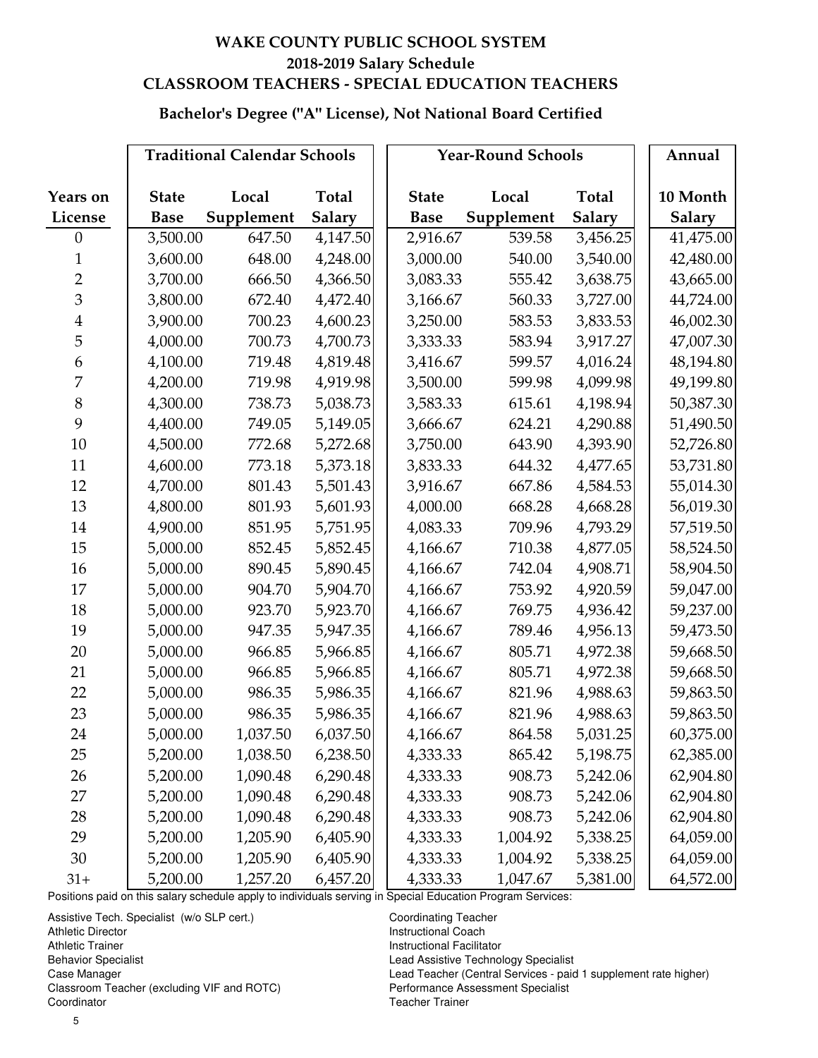# WAKE COUNTY PUBLIC SCHOOL SYSTEM
## 2018-2019 Salary Schedule
## CLASSROOM TEACHERS - SPECIAL EDUCATION TEACHERS

### Bachelor's Degree ("A" License), Not National Board Certified

| | Traditional Calendar Schools | | | Year-Round Schools | | | Annual |
|---|---|---|---|---|---|---|---|
| Years on License | State Base | Local Supplement | Total Salary | State Base | Local Supplement | Total Salary | 10 Month Salary |
| 0 | 3,500.00 | 647.50 | 4,147.50 | 2,916.67 | 539.58 | 3,456.25 | 41,475.00 |
| 1 | 3,600.00 | 648.00 | 4,248.00 | 3,000.00 | 540.00 | 3,540.00 | 42,480.00 |
| 2 | 3,700.00 | 666.50 | 4,366.50 | 3,083.33 | 555.42 | 3,638.75 | 43,665.00 |
| 3 | 3,800.00 | 672.40 | 4,472.40 | 3,166.67 | 560.33 | 3,727.00 | 44,724.00 |
| 4 | 3,900.00 | 700.23 | 4,600.23 | 3,250.00 | 583.53 | 3,833.53 | 46,002.30 |
| 5 | 4,000.00 | 700.73 | 4,700.73 | 3,333.33 | 583.94 | 3,917.27 | 47,007.30 |
| 6 | 4,100.00 | 719.48 | 4,819.48 | 3,416.67 | 599.57 | 4,016.24 | 48,194.80 |
| 7 | 4,200.00 | 719.98 | 4,919.98 | 3,500.00 | 599.98 | 4,099.98 | 49,199.80 |
| 8 | 4,300.00 | 738.73 | 5,038.73 | 3,583.33 | 615.61 | 4,198.94 | 50,387.30 |
| 9 | 4,400.00 | 749.05 | 5,149.05 | 3,666.67 | 624.21 | 4,290.88 | 51,490.50 |
| 10 | 4,500.00 | 772.68 | 5,272.68 | 3,750.00 | 643.90 | 4,393.90 | 52,726.80 |
| 11 | 4,600.00 | 773.18 | 5,373.18 | 3,833.33 | 644.32 | 4,477.65 | 53,731.80 |
| 12 | 4,700.00 | 801.43 | 5,501.43 | 3,916.67 | 667.86 | 4,584.53 | 55,014.30 |
| 13 | 4,800.00 | 801.93 | 5,601.93 | 4,000.00 | 668.28 | 4,668.28 | 56,019.30 |
| 14 | 4,900.00 | 851.95 | 5,751.95 | 4,083.33 | 709.96 | 4,793.29 | 57,519.50 |
| 15 | 5,000.00 | 852.45 | 5,852.45 | 4,166.67 | 710.38 | 4,877.05 | 58,524.50 |
| 16 | 5,000.00 | 890.45 | 5,890.45 | 4,166.67 | 742.04 | 4,908.71 | 58,904.50 |
| 17 | 5,000.00 | 904.70 | 5,904.70 | 4,166.67 | 753.92 | 4,920.59 | 59,047.00 |
| 18 | 5,000.00 | 923.70 | 5,923.70 | 4,166.67 | 769.75 | 4,936.42 | 59,237.00 |
| 19 | 5,000.00 | 947.35 | 5,947.35 | 4,166.67 | 789.46 | 4,956.13 | 59,473.50 |
| 20 | 5,000.00 | 966.85 | 5,966.85 | 4,166.67 | 805.71 | 4,972.38 | 59,668.50 |
| 21 | 5,000.00 | 966.85 | 5,966.85 | 4,166.67 | 805.71 | 4,972.38 | 59,668.50 |
| 22 | 5,000.00 | 986.35 | 5,986.35 | 4,166.67 | 821.96 | 4,988.63 | 59,863.50 |
| 23 | 5,000.00 | 986.35 | 5,986.35 | 4,166.67 | 821.96 | 4,988.63 | 59,863.50 |
| 24 | 5,000.00 | 1,037.50 | 6,037.50 | 4,166.67 | 864.58 | 5,031.25 | 60,375.00 |
| 25 | 5,200.00 | 1,038.50 | 6,238.50 | 4,333.33 | 865.42 | 5,198.75 | 62,385.00 |
| 26 | 5,200.00 | 1,090.48 | 6,290.48 | 4,333.33 | 908.73 | 5,242.06 | 62,904.80 |
| 27 | 5,200.00 | 1,090.48 | 6,290.48 | 4,333.33 | 908.73 | 5,242.06 | 62,904.80 |
| 28 | 5,200.00 | 1,090.48 | 6,290.48 | 4,333.33 | 908.73 | 5,242.06 | 62,904.80 |
| 29 | 5,200.00 | 1,205.90 | 6,405.90 | 4,333.33 | 1,004.92 | 5,338.25 | 64,059.00 |
| 30 | 5,200.00 | 1,205.90 | 6,405.90 | 4,333.33 | 1,004.92 | 5,338.25 | 64,059.00 |
| 31+ | 5,200.00 | 1,257.20 | 6,457.20 | 4,333.33 | 1,047.67 | 5,381.00 | 64,572.00 |

Positions paid on this salary schedule apply to individuals serving in Special Education Program Services:

- Assistive Tech. Specialist (w/o SLP cert.)
- Athletic Director
- Athletic Trainer
- Behavior Specialist
- Case Manager
- Classroom Teacher (excluding VIF and ROTC)
- Coordinator
- Coordinating Teacher
- Instructional Coach
- Instructional Facilitator
- Lead Assistive Technology Specialist
- Lead Teacher (Central Services - paid 1 supplement rate higher)
- Performance Assessment Specialist
- Teacher Trainer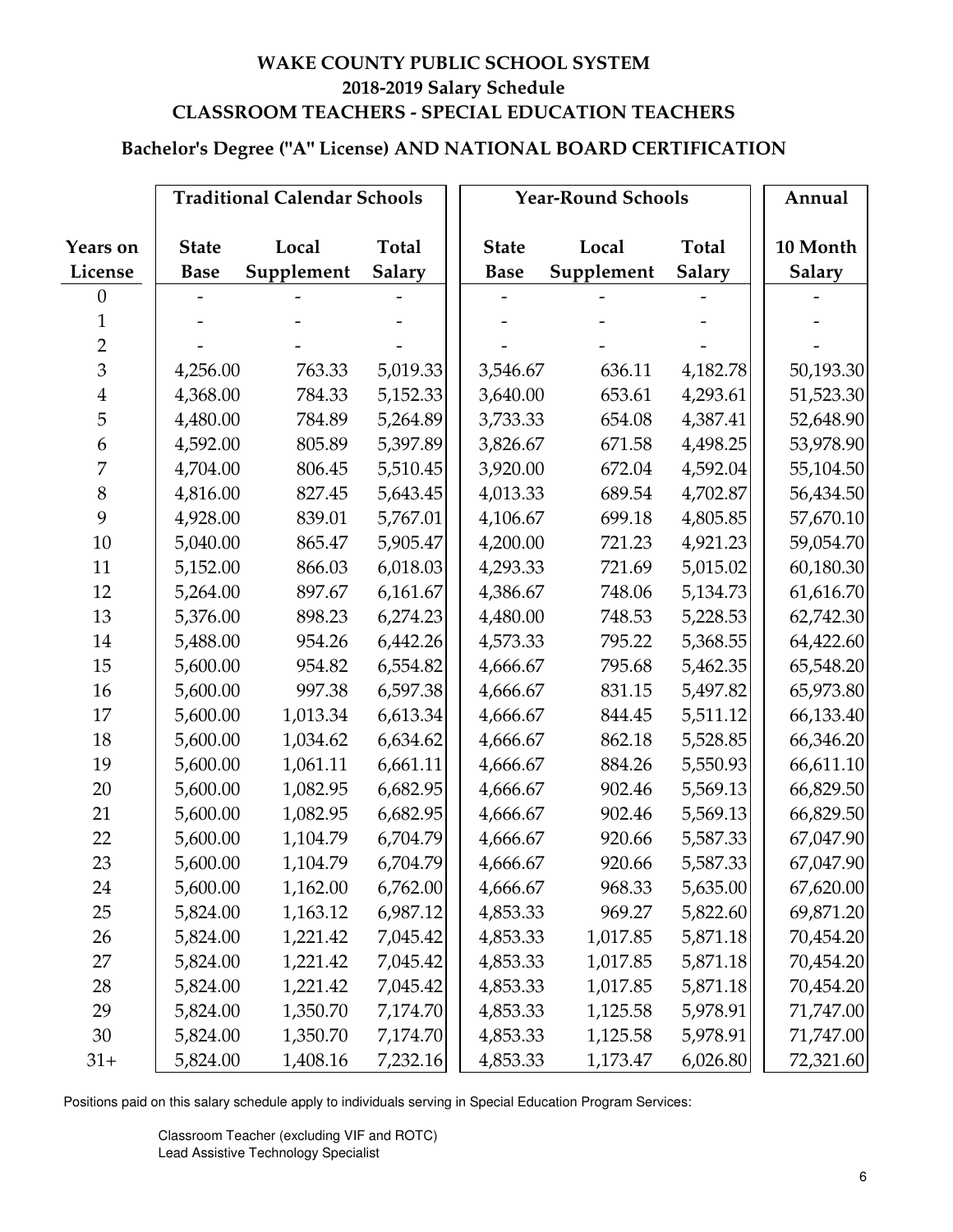# WAKE COUNTY PUBLIC SCHOOL SYSTEM
## 2018-2019 Salary Schedule
## CLASSROOM TEACHERS - SPECIAL EDUCATION TEACHERS

### Bachelor's Degree ("A" License) AND NATIONAL BOARD CERTIFICATION

| | Traditional Calendar Schools | | | Year-Round Schools | | | Annual |
|---|---|---|---|---|---|---|---|
| Years on License | State Base | Local Supplement | Total Salary | State Base | Local Supplement | Total Salary | 10 Month Salary |
| 0 | - | - | - | - | - | - | - |
| 1 | - | - | - | - | - | - | - |
| 2 | - | - | - | - | - | - | - |
| 3 | 4,256.00 | 763.33 | 5,019.33 | 3,546.67 | 636.11 | 4,182.78 | 50,193.30 |
| 4 | 4,368.00 | 784.33 | 5,152.33 | 3,640.00 | 653.61 | 4,293.61 | 51,523.30 |
| 5 | 4,480.00 | 784.89 | 5,264.89 | 3,733.33 | 654.08 | 4,387.41 | 52,648.90 |
| 6 | 4,592.00 | 805.89 | 5,397.89 | 3,826.67 | 671.58 | 4,498.25 | 53,978.90 |
| 7 | 4,704.00 | 806.45 | 5,510.45 | 3,920.00 | 672.04 | 4,592.04 | 55,104.50 |
| 8 | 4,816.00 | 827.45 | 5,643.45 | 4,013.33 | 689.54 | 4,702.87 | 56,434.50 |
| 9 | 4,928.00 | 839.01 | 5,767.01 | 4,106.67 | 699.18 | 4,805.85 | 57,670.10 |
| 10 | 5,040.00 | 865.47 | 5,905.47 | 4,200.00 | 721.23 | 4,921.23 | 59,054.70 |
| 11 | 5,152.00 | 866.03 | 6,018.03 | 4,293.33 | 721.69 | 5,015.02 | 60,180.30 |
| 12 | 5,264.00 | 897.67 | 6,161.67 | 4,386.67 | 748.06 | 5,134.73 | 61,616.70 |
| 13 | 5,376.00 | 898.23 | 6,274.23 | 4,480.00 | 748.53 | 5,228.53 | 62,742.30 |
| 14 | 5,488.00 | 954.26 | 6,442.26 | 4,573.33 | 795.22 | 5,368.55 | 64,422.60 |
| 15 | 5,600.00 | 954.82 | 6,554.82 | 4,666.67 | 795.68 | 5,462.35 | 65,548.20 |
| 16 | 5,600.00 | 997.38 | 6,597.38 | 4,666.67 | 831.15 | 5,497.82 | 65,973.80 |
| 17 | 5,600.00 | 1,013.34 | 6,613.34 | 4,666.67 | 844.45 | 5,511.12 | 66,133.40 |
| 18 | 5,600.00 | 1,034.62 | 6,634.62 | 4,666.67 | 862.18 | 5,528.85 | 66,346.20 |
| 19 | 5,600.00 | 1,061.11 | 6,661.11 | 4,666.67 | 884.26 | 5,550.93 | 66,611.10 |
| 20 | 5,600.00 | 1,082.95 | 6,682.95 | 4,666.67 | 902.46 | 5,569.13 | 66,829.50 |
| 21 | 5,600.00 | 1,082.95 | 6,682.95 | 4,666.67 | 902.46 | 5,569.13 | 66,829.50 |
| 22 | 5,600.00 | 1,104.79 | 6,704.79 | 4,666.67 | 920.66 | 5,587.33 | 67,047.90 |
| 23 | 5,600.00 | 1,104.79 | 6,704.79 | 4,666.67 | 920.66 | 5,587.33 | 67,047.90 |
| 24 | 5,600.00 | 1,162.00 | 6,762.00 | 4,666.67 | 968.33 | 5,635.00 | 67,620.00 |
| 25 | 5,824.00 | 1,163.12 | 6,987.12 | 4,853.33 | 969.27 | 5,822.60 | 69,871.20 |
| 26 | 5,824.00 | 1,221.42 | 7,045.42 | 4,853.33 | 1,017.85 | 5,871.18 | 70,454.20 |
| 27 | 5,824.00 | 1,221.42 | 7,045.42 | 4,853.33 | 1,017.85 | 5,871.18 | 70,454.20 |
| 28 | 5,824.00 | 1,221.42 | 7,045.42 | 4,853.33 | 1,017.85 | 5,871.18 | 70,454.20 |
| 29 | 5,824.00 | 1,350.70 | 7,174.70 | 4,853.33 | 1,125.58 | 5,978.91 | 71,747.00 |
| 30 | 5,824.00 | 1,350.70 | 7,174.70 | 4,853.33 | 1,125.58 | 5,978.91 | 71,747.00 |
| 31+ | 5,824.00 | 1,408.16 | 7,232.16 | 4,853.33 | 1,173.47 | 6,026.80 | 72,321.60 |

Positions paid on this salary schedule apply to individuals serving in Special Education Program Services:

Classroom Teacher (excluding VIF and ROTC)
Lead Assistive Technology Specialist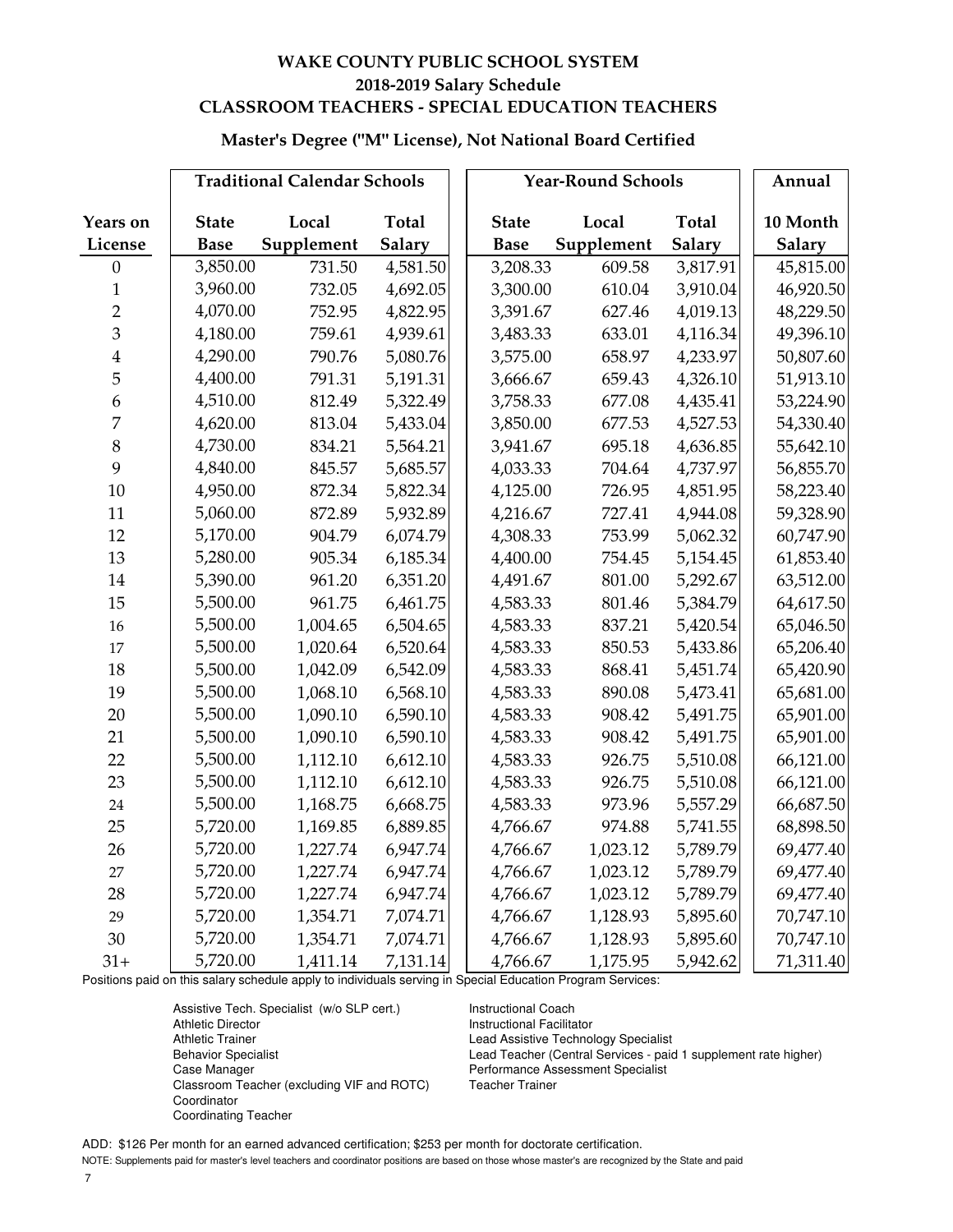# WAKE COUNTY PUBLIC SCHOOL SYSTEM
## 2018-2019 Salary Schedule
## CLASSROOM TEACHERS - SPECIAL EDUCATION TEACHERS

### Master's Degree ("M" License), Not National Board Certified

| | Traditional Calendar Schools | | | Year-Round Schools | | | Annual |
|---|---|---|---|---|---|---|---|
| Years on License | State Base | Local Supplement | Total Salary | State Base | Local Supplement | Total Salary | 10 Month Salary |
| 0 | 3,850.00 | 731.50 | 4,581.50 | 3,208.33 | 609.58 | 3,817.91 | 45,815.00 |
| 1 | 3,960.00 | 732.05 | 4,692.05 | 3,300.00 | 610.04 | 3,910.04 | 46,920.50 |
| 2 | 4,070.00 | 752.95 | 4,822.95 | 3,391.67 | 627.46 | 4,019.13 | 48,229.50 |
| 3 | 4,180.00 | 759.61 | 4,939.61 | 3,483.33 | 633.01 | 4,116.34 | 49,396.10 |
| 4 | 4,290.00 | 790.76 | 5,080.76 | 3,575.00 | 658.97 | 4,233.97 | 50,807.60 |
| 5 | 4,400.00 | 791.31 | 5,191.31 | 3,666.67 | 659.43 | 4,326.10 | 51,913.10 |
| 6 | 4,510.00 | 812.49 | 5,322.49 | 3,758.33 | 677.08 | 4,435.41 | 53,224.90 |
| 7 | 4,620.00 | 813.04 | 5,433.04 | 3,850.00 | 677.53 | 4,527.53 | 54,330.40 |
| 8 | 4,730.00 | 834.21 | 5,564.21 | 3,941.67 | 695.18 | 4,636.85 | 55,642.10 |
| 9 | 4,840.00 | 845.57 | 5,685.57 | 4,033.33 | 704.64 | 4,737.97 | 56,855.70 |
| 10 | 4,950.00 | 872.34 | 5,822.34 | 4,125.00 | 726.95 | 4,851.95 | 58,223.40 |
| 11 | 5,060.00 | 872.89 | 5,932.89 | 4,216.67 | 727.41 | 4,944.08 | 59,328.90 |
| 12 | 5,170.00 | 904.79 | 6,074.79 | 4,308.33 | 753.99 | 5,062.32 | 60,747.90 |
| 13 | 5,280.00 | 905.34 | 6,185.34 | 4,400.00 | 754.45 | 5,154.45 | 61,853.40 |
| 14 | 5,390.00 | 961.20 | 6,351.20 | 4,491.67 | 801.00 | 5,292.67 | 63,512.00 |
| 15 | 5,500.00 | 961.75 | 6,461.75 | 4,583.33 | 801.46 | 5,384.79 | 64,617.50 |
| 16 | 5,500.00 | 1,004.65 | 6,504.65 | 4,583.33 | 837.21 | 5,420.54 | 65,046.50 |
| 17 | 5,500.00 | 1,020.64 | 6,520.64 | 4,583.33 | 850.53 | 5,433.86 | 65,206.40 |
| 18 | 5,500.00 | 1,042.09 | 6,542.09 | 4,583.33 | 868.41 | 5,451.74 | 65,420.90 |
| 19 | 5,500.00 | 1,068.10 | 6,568.10 | 4,583.33 | 890.08 | 5,473.41 | 65,681.00 |
| 20 | 5,500.00 | 1,090.10 | 6,590.10 | 4,583.33 | 908.42 | 5,491.75 | 65,901.00 |
| 21 | 5,500.00 | 1,090.10 | 6,590.10 | 4,583.33 | 908.42 | 5,491.75 | 65,901.00 |
| 22 | 5,500.00 | 1,112.10 | 6,612.10 | 4,583.33 | 926.75 | 5,510.08 | 66,121.00 |
| 23 | 5,500.00 | 1,112.10 | 6,612.10 | 4,583.33 | 926.75 | 5,510.08 | 66,121.00 |
| 24 | 5,500.00 | 1,168.75 | 6,668.75 | 4,583.33 | 973.96 | 5,557.29 | 66,687.50 |
| 25 | 5,720.00 | 1,169.85 | 6,889.85 | 4,766.67 | 974.88 | 5,741.55 | 68,898.50 |
| 26 | 5,720.00 | 1,227.74 | 6,947.74 | 4,766.67 | 1,023.12 | 5,789.79 | 69,477.40 |
| 27 | 5,720.00 | 1,227.74 | 6,947.74 | 4,766.67 | 1,023.12 | 5,789.79 | 69,477.40 |
| 28 | 5,720.00 | 1,227.74 | 6,947.74 | 4,766.67 | 1,023.12 | 5,789.79 | 69,477.40 |
| 29 | 5,720.00 | 1,354.71 | 7,074.71 | 4,766.67 | 1,128.93 | 5,895.60 | 70,747.10 |
| 30 | 5,720.00 | 1,354.71 | 7,074.71 | 4,766.67 | 1,128.93 | 5,895.60 | 70,747.10 |
| 31+ | 5,720.00 | 1,411.14 | 7,131.14 | 4,766.67 | 1,175.95 | 5,942.62 | 71,311.40 |

Positions paid on this salary schedule apply to individuals serving in Special Education Program Services:

- Assistive Tech. Specialist (w/o SLP cert.)
- Athletic Director
- Athletic Trainer
- Behavior Specialist
- Case Manager
- Classroom Teacher (excluding VIF and ROTC)
- Coordinator
- Coordinating Teacher
- Instructional Coach
- Instructional Facilitator
- Lead Assistive Technology Specialist
- Lead Teacher (Central Services - paid 1 supplement rate higher)
- Performance Assessment Specialist
- Teacher Trainer

ADD: $126 Per month for an earned advanced certification; $253 per month for doctorate certification.

NOTE: Supplements paid for master's level teachers and coordinator positions are based on those whose master's are recognized by the State and paid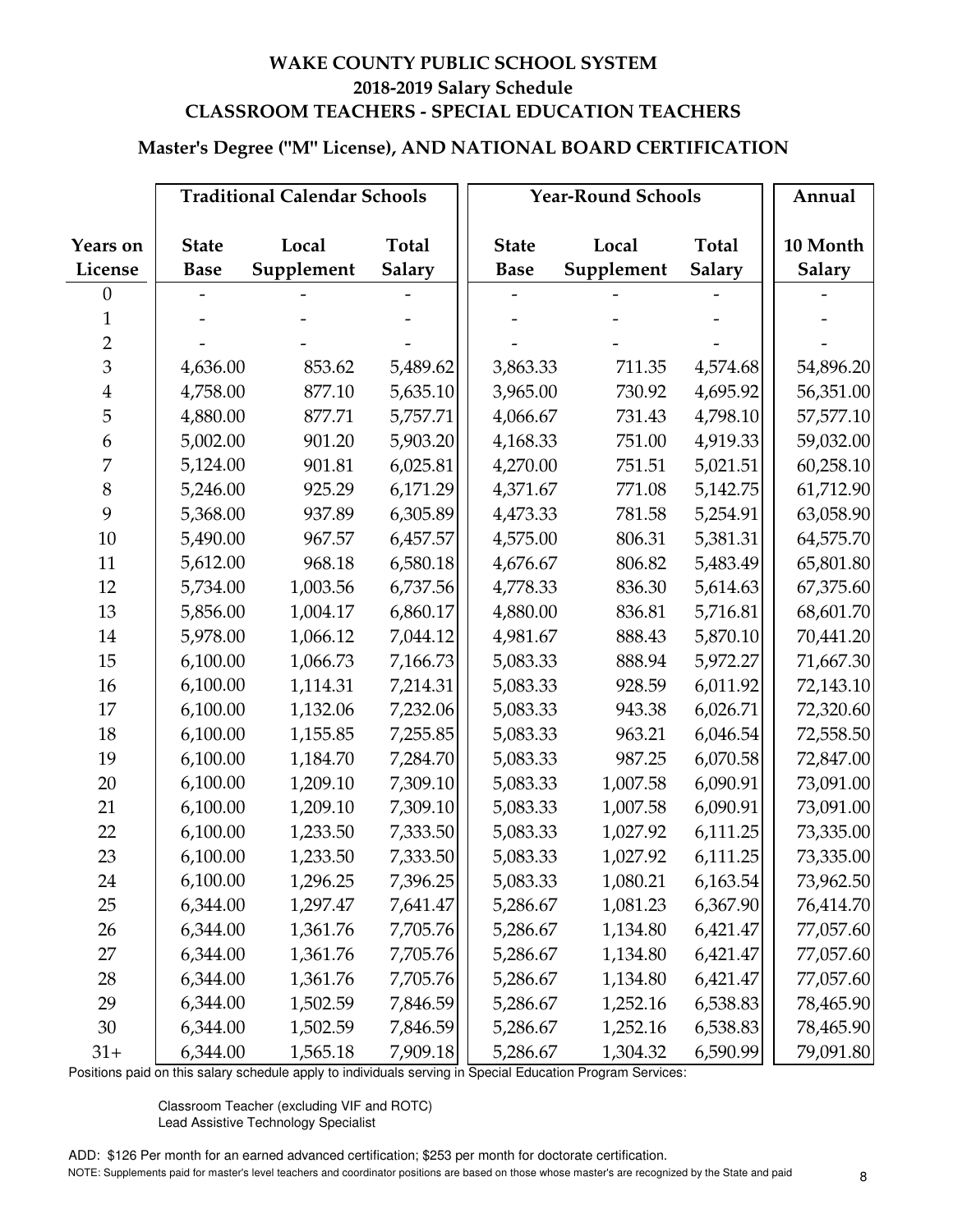# WAKE COUNTY PUBLIC SCHOOL SYSTEM
## 2018-2019 Salary Schedule
## CLASSROOM TEACHERS - SPECIAL EDUCATION TEACHERS

### Master's Degree ("M" License), AND NATIONAL BOARD CERTIFICATION

| | Traditional Calendar Schools | | | Year-Round Schools | | | Annual |
|---|---|---|---|---|---|---|---|
| Years on License | State Base | Local Supplement | Total Salary | State Base | Local Supplement | Total Salary | 10 Month Salary |
| 0 | - | - | - | - | - | - | - |
| 1 | - | - | - | - | - | - | - |
| 2 | - | - | - | - | - | - | - |
| 3 | 4,636.00 | 853.62 | 5,489.62 | 3,863.33 | 711.35 | 4,574.68 | 54,896.20 |
| 4 | 4,758.00 | 877.10 | 5,635.10 | 3,965.00 | 730.92 | 4,695.92 | 56,351.00 |
| 5 | 4,880.00 | 877.71 | 5,757.71 | 4,066.67 | 731.43 | 4,798.10 | 57,577.10 |
| 6 | 5,002.00 | 901.20 | 5,903.20 | 4,168.33 | 751.00 | 4,919.33 | 59,032.00 |
| 7 | 5,124.00 | 901.81 | 6,025.81 | 4,270.00 | 751.51 | 5,021.51 | 60,258.10 |
| 8 | 5,246.00 | 925.29 | 6,171.29 | 4,371.67 | 771.08 | 5,142.75 | 61,712.90 |
| 9 | 5,368.00 | 937.89 | 6,305.89 | 4,473.33 | 781.58 | 5,254.91 | 63,058.90 |
| 10 | 5,490.00 | 967.57 | 6,457.57 | 4,575.00 | 806.31 | 5,381.31 | 64,575.70 |
| 11 | 5,612.00 | 968.18 | 6,580.18 | 4,676.67 | 806.82 | 5,483.49 | 65,801.80 |
| 12 | 5,734.00 | 1,003.56 | 6,737.56 | 4,778.33 | 836.30 | 5,614.63 | 67,375.60 |
| 13 | 5,856.00 | 1,004.17 | 6,860.17 | 4,880.00 | 836.81 | 5,716.81 | 68,601.70 |
| 14 | 5,978.00 | 1,066.12 | 7,044.12 | 4,981.67 | 888.43 | 5,870.10 | 70,441.20 |
| 15 | 6,100.00 | 1,066.73 | 7,166.73 | 5,083.33 | 888.94 | 5,972.27 | 71,667.30 |
| 16 | 6,100.00 | 1,114.31 | 7,214.31 | 5,083.33 | 928.59 | 6,011.92 | 72,143.10 |
| 17 | 6,100.00 | 1,132.06 | 7,232.06 | 5,083.33 | 943.38 | 6,026.71 | 72,320.60 |
| 18 | 6,100.00 | 1,155.85 | 7,255.85 | 5,083.33 | 963.21 | 6,046.54 | 72,558.50 |
| 19 | 6,100.00 | 1,184.70 | 7,284.70 | 5,083.33 | 987.25 | 6,070.58 | 72,847.00 |
| 20 | 6,100.00 | 1,209.10 | 7,309.10 | 5,083.33 | 1,007.58 | 6,090.91 | 73,091.00 |
| 21 | 6,100.00 | 1,209.10 | 7,309.10 | 5,083.33 | 1,007.58 | 6,090.91 | 73,091.00 |
| 22 | 6,100.00 | 1,233.50 | 7,333.50 | 5,083.33 | 1,027.92 | 6,111.25 | 73,335.00 |
| 23 | 6,100.00 | 1,233.50 | 7,333.50 | 5,083.33 | 1,027.92 | 6,111.25 | 73,335.00 |
| 24 | 6,100.00 | 1,296.25 | 7,396.25 | 5,083.33 | 1,080.21 | 6,163.54 | 73,962.50 |
| 25 | 6,344.00 | 1,297.47 | 7,641.47 | 5,286.67 | 1,081.23 | 6,367.90 | 76,414.70 |
| 26 | 6,344.00 | 1,361.76 | 7,705.76 | 5,286.67 | 1,134.80 | 6,421.47 | 77,057.60 |
| 27 | 6,344.00 | 1,361.76 | 7,705.76 | 5,286.67 | 1,134.80 | 6,421.47 | 77,057.60 |
| 28 | 6,344.00 | 1,361.76 | 7,705.76 | 5,286.67 | 1,134.80 | 6,421.47 | 77,057.60 |
| 29 | 6,344.00 | 1,502.59 | 7,846.59 | 5,286.67 | 1,252.16 | 6,538.83 | 78,465.90 |
| 30 | 6,344.00 | 1,502.59 | 7,846.59 | 5,286.67 | 1,252.16 | 6,538.83 | 78,465.90 |
| 31+ | 6,344.00 | 1,565.18 | 7,909.18 | 5,286.67 | 1,304.32 | 6,590.99 | 79,091.80 |

Positions paid on this salary schedule apply to individuals serving in Special Education Program Services:

Classroom Teacher (excluding VIF and ROTC)
Lead Assistive Technology Specialist

ADD: $126 Per month for an earned advanced certification; $253 per month for doctorate certification.

NOTE: Supplements paid for master's level teachers and coordinator positions are based on those whose master's are recognized by the State and paid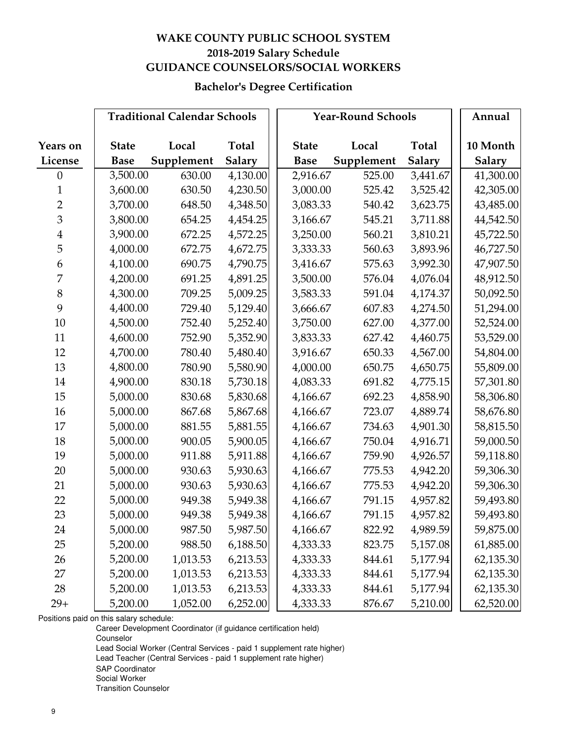# WAKE COUNTY PUBLIC SCHOOL SYSTEM
## 2018-2019 Salary Schedule
## GUIDANCE COUNSELORS/SOCIAL WORKERS

### Bachelor's Degree Certification

| | Traditional Calendar Schools | | | Year-Round Schools | | | Annual |
|---|---|---|---|---|---|---|---|
| Years on License | State Base | Local Supplement | Total Salary | State Base | Local Supplement | Total Salary | 10 Month Salary |
| 0 | 3,500.00 | 630.00 | 4,130.00 | 2,916.67 | 525.00 | 3,441.67 | 41,300.00 |
| 1 | 3,600.00 | 630.50 | 4,230.50 | 3,000.00 | 525.42 | 3,525.42 | 42,305.00 |
| 2 | 3,700.00 | 648.50 | 4,348.50 | 3,083.33 | 540.42 | 3,623.75 | 43,485.00 |
| 3 | 3,800.00 | 654.25 | 4,454.25 | 3,166.67 | 545.21 | 3,711.88 | 44,542.50 |
| 4 | 3,900.00 | 672.25 | 4,572.25 | 3,250.00 | 560.21 | 3,810.21 | 45,722.50 |
| 5 | 4,000.00 | 672.75 | 4,672.75 | 3,333.33 | 560.63 | 3,893.96 | 46,727.50 |
| 6 | 4,100.00 | 690.75 | 4,790.75 | 3,416.67 | 575.63 | 3,992.30 | 47,907.50 |
| 7 | 4,200.00 | 691.25 | 4,891.25 | 3,500.00 | 576.04 | 4,076.04 | 48,912.50 |
| 8 | 4,300.00 | 709.25 | 5,009.25 | 3,583.33 | 591.04 | 4,174.37 | 50,092.50 |
| 9 | 4,400.00 | 729.40 | 5,129.40 | 3,666.67 | 607.83 | 4,274.50 | 51,294.00 |
| 10 | 4,500.00 | 752.40 | 5,252.40 | 3,750.00 | 627.00 | 4,377.00 | 52,524.00 |
| 11 | 4,600.00 | 752.90 | 5,352.90 | 3,833.33 | 627.42 | 4,460.75 | 53,529.00 |
| 12 | 4,700.00 | 780.40 | 5,480.40 | 3,916.67 | 650.33 | 4,567.00 | 54,804.00 |
| 13 | 4,800.00 | 780.90 | 5,580.90 | 4,000.00 | 650.75 | 4,650.75 | 55,809.00 |
| 14 | 4,900.00 | 830.18 | 5,730.18 | 4,083.33 | 691.82 | 4,775.15 | 57,301.80 |
| 15 | 5,000.00 | 830.68 | 5,830.68 | 4,166.67 | 692.23 | 4,858.90 | 58,306.80 |
| 16 | 5,000.00 | 867.68 | 5,867.68 | 4,166.67 | 723.07 | 4,889.74 | 58,676.80 |
| 17 | 5,000.00 | 881.55 | 5,881.55 | 4,166.67 | 734.63 | 4,901.30 | 58,815.50 |
| 18 | 5,000.00 | 900.05 | 5,900.05 | 4,166.67 | 750.04 | 4,916.71 | 59,000.50 |
| 19 | 5,000.00 | 911.88 | 5,911.88 | 4,166.67 | 759.90 | 4,926.57 | 59,118.80 |
| 20 | 5,000.00 | 930.63 | 5,930.63 | 4,166.67 | 775.53 | 4,942.20 | 59,306.30 |
| 21 | 5,000.00 | 930.63 | 5,930.63 | 4,166.67 | 775.53 | 4,942.20 | 59,306.30 |
| 22 | 5,000.00 | 949.38 | 5,949.38 | 4,166.67 | 791.15 | 4,957.82 | 59,493.80 |
| 23 | 5,000.00 | 949.38 | 5,949.38 | 4,166.67 | 791.15 | 4,957.82 | 59,493.80 |
| 24 | 5,000.00 | 987.50 | 5,987.50 | 4,166.67 | 822.92 | 4,989.59 | 59,875.00 |
| 25 | 5,200.00 | 988.50 | 6,188.50 | 4,333.33 | 823.75 | 5,157.08 | 61,885.00 |
| 26 | 5,200.00 | 1,013.53 | 6,213.53 | 4,333.33 | 844.61 | 5,177.94 | 62,135.30 |
| 27 | 5,200.00 | 1,013.53 | 6,213.53 | 4,333.33 | 844.61 | 5,177.94 | 62,135.30 |
| 28 | 5,200.00 | 1,013.53 | 6,213.53 | 4,333.33 | 844.61 | 5,177.94 | 62,135.30 |
| 29+ | 5,200.00 | 1,052.00 | 6,252.00 | 4,333.33 | 876.67 | 5,210.00 | 62,520.00 |

Positions paid on this salary schedule:

- Career Development Coordinator (if guidance certification held)
- Counselor
- Lead Social Worker (Central Services - paid 1 supplement rate higher)
- Lead Teacher (Central Services - paid 1 supplement rate higher)
- SAP Coordinator
- Social Worker
- Transition Counselor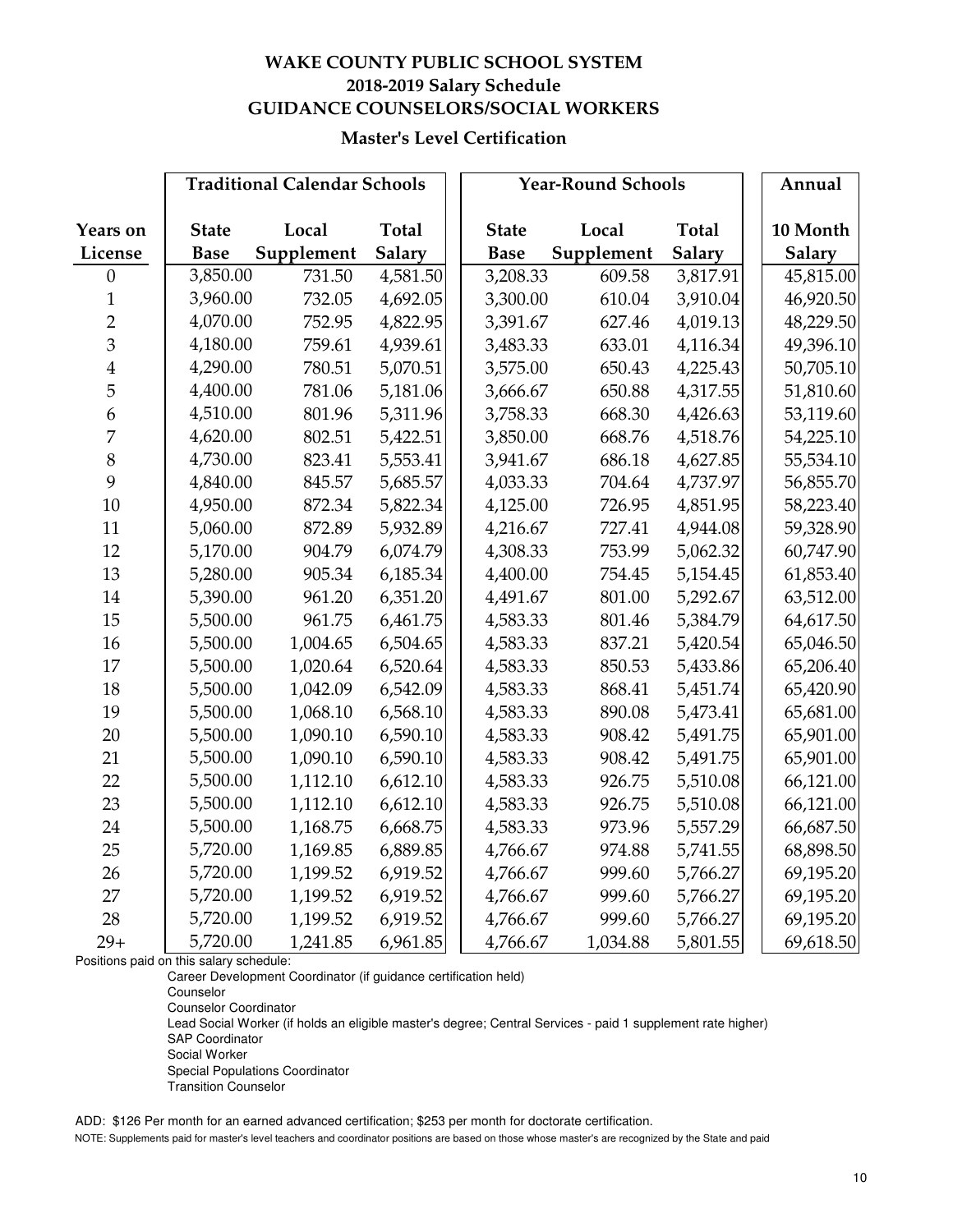# WAKE COUNTY PUBLIC SCHOOL SYSTEM
## 2018-2019 Salary Schedule
## GUIDANCE COUNSELORS/SOCIAL WORKERS
### Master's Level Certification

| | Traditional Calendar Schools | | | Year-Round Schools | | | Annual |
|---|---|---|---|---|---|---|---|
| Years on License | State Base | Local Supplement | Total Salary | State Base | Local Supplement | Total Salary | 10 Month Salary |
| 0 | 3,850.00 | 731.50 | 4,581.50 | 3,208.33 | 609.58 | 3,817.91 | 45,815.00 |
| 1 | 3,960.00 | 732.05 | 4,692.05 | 3,300.00 | 610.04 | 3,910.04 | 46,920.50 |
| 2 | 4,070.00 | 752.95 | 4,822.95 | 3,391.67 | 627.46 | 4,019.13 | 48,229.50 |
| 3 | 4,180.00 | 759.61 | 4,939.61 | 3,483.33 | 633.01 | 4,116.34 | 49,396.10 |
| 4 | 4,290.00 | 780.51 | 5,070.51 | 3,575.00 | 650.43 | 4,225.43 | 50,705.10 |
| 5 | 4,400.00 | 781.06 | 5,181.06 | 3,666.67 | 650.88 | 4,317.55 | 51,810.60 |
| 6 | 4,510.00 | 801.96 | 5,311.96 | 3,758.33 | 668.30 | 4,426.63 | 53,119.60 |
| 7 | 4,620.00 | 802.51 | 5,422.51 | 3,850.00 | 668.76 | 4,518.76 | 54,225.10 |
| 8 | 4,730.00 | 823.41 | 5,553.41 | 3,941.67 | 686.18 | 4,627.85 | 55,534.10 |
| 9 | 4,840.00 | 845.57 | 5,685.57 | 4,033.33 | 704.64 | 4,737.97 | 56,855.70 |
| 10 | 4,950.00 | 872.34 | 5,822.34 | 4,125.00 | 726.95 | 4,851.95 | 58,223.40 |
| 11 | 5,060.00 | 872.89 | 5,932.89 | 4,216.67 | 727.41 | 4,944.08 | 59,328.90 |
| 12 | 5,170.00 | 904.79 | 6,074.79 | 4,308.33 | 753.99 | 5,062.32 | 60,747.90 |
| 13 | 5,280.00 | 905.34 | 6,185.34 | 4,400.00 | 754.45 | 5,154.45 | 61,853.40 |
| 14 | 5,390.00 | 961.20 | 6,351.20 | 4,491.67 | 801.00 | 5,292.67 | 63,512.00 |
| 15 | 5,500.00 | 961.75 | 6,461.75 | 4,583.33 | 801.46 | 5,384.79 | 64,617.50 |
| 16 | 5,500.00 | 1,004.65 | 6,504.65 | 4,583.33 | 837.21 | 5,420.54 | 65,046.50 |
| 17 | 5,500.00 | 1,020.64 | 6,520.64 | 4,583.33 | 850.53 | 5,433.86 | 65,206.40 |
| 18 | 5,500.00 | 1,042.09 | 6,542.09 | 4,583.33 | 868.41 | 5,451.74 | 65,420.90 |
| 19 | 5,500.00 | 1,068.10 | 6,568.10 | 4,583.33 | 890.08 | 5,473.41 | 65,681.00 |
| 20 | 5,500.00 | 1,090.10 | 6,590.10 | 4,583.33 | 908.42 | 5,491.75 | 65,901.00 |
| 21 | 5,500.00 | 1,090.10 | 6,590.10 | 4,583.33 | 908.42 | 5,491.75 | 65,901.00 |
| 22 | 5,500.00 | 1,112.10 | 6,612.10 | 4,583.33 | 926.75 | 5,510.08 | 66,121.00 |
| 23 | 5,500.00 | 1,112.10 | 6,612.10 | 4,583.33 | 926.75 | 5,510.08 | 66,121.00 |
| 24 | 5,500.00 | 1,168.75 | 6,668.75 | 4,583.33 | 973.96 | 5,557.29 | 66,687.50 |
| 25 | 5,720.00 | 1,169.85 | 6,889.85 | 4,766.67 | 974.88 | 5,741.55 | 68,898.50 |
| 26 | 5,720.00 | 1,199.52 | 6,919.52 | 4,766.67 | 999.60 | 5,766.27 | 69,195.20 |
| 27 | 5,720.00 | 1,199.52 | 6,919.52 | 4,766.67 | 999.60 | 5,766.27 | 69,195.20 |
| 28 | 5,720.00 | 1,199.52 | 6,919.52 | 4,766.67 | 999.60 | 5,766.27 | 69,195.20 |
| 29+ | 5,720.00 | 1,241.85 | 6,961.85 | 4,766.67 | 1,034.88 | 5,801.55 | 69,618.50 |

Positions paid on this salary schedule:

- Career Development Coordinator (if guidance certification held)
- Counselor
- Counselor Coordinator
- Lead Social Worker (if holds an eligible master's degree; Central Services - paid 1 supplement rate higher)
- SAP Coordinator
- Social Worker
- Special Populations Coordinator
- Transition Counselor

ADD: $126 Per month for an earned advanced certification; $253 per month for doctorate certification.

NOTE: Supplements paid for master's level teachers and coordinator positions are based on those whose master's are recognized by the State and paid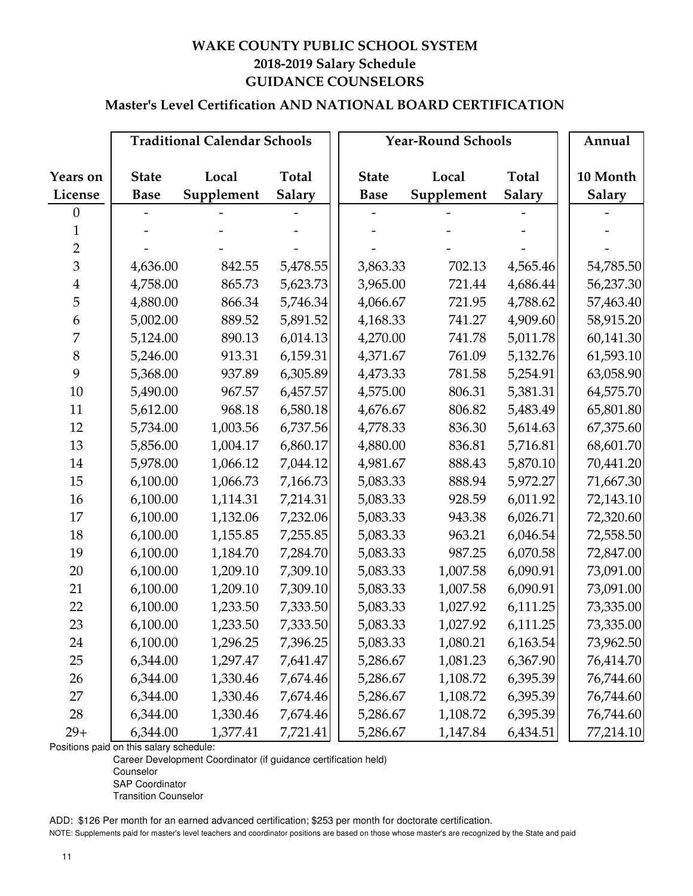# WAKE COUNTY PUBLIC SCHOOL SYSTEM
## 2018-2019 Salary Schedule
## GUIDANCE COUNSELORS

### Master's Level Certification AND NATIONAL BOARD CERTIFICATION

| | Traditional Calendar Schools | | | Year-Round Schools | | | Annual |
|---|---|---|---|---|---|---|---|
| Years on License | State Base | Local Supplement | Total Salary | State Base | Local Supplement | Total Salary | 10 Month Salary |
| 0 | - | - | - | - | - | - | - |
| 1 | - | - | - | - | - | - | - |
| 2 | - | - | - | - | - | - | - |
| 3 | 4,636.00 | 842.55 | 5,478.55 | 3,863.33 | 702.13 | 4,565.46 | 54,785.50 |
| 4 | 4,758.00 | 865.73 | 5,623.73 | 3,965.00 | 721.44 | 4,686.44 | 56,237.30 |
| 5 | 4,880.00 | 866.34 | 5,746.34 | 4,066.67 | 721.95 | 4,788.62 | 57,463.40 |
| 6 | 5,002.00 | 889.52 | 5,891.52 | 4,168.33 | 741.27 | 4,909.60 | 58,915.20 |
| 7 | 5,124.00 | 890.13 | 6,014.13 | 4,270.00 | 741.78 | 5,011.78 | 60,141.30 |
| 8 | 5,246.00 | 913.31 | 6,159.31 | 4,371.67 | 761.09 | 5,132.76 | 61,593.10 |
| 9 | 5,368.00 | 937.89 | 6,305.89 | 4,473.33 | 781.58 | 5,254.91 | 63,058.90 |
| 10 | 5,490.00 | 967.57 | 6,457.57 | 4,575.00 | 806.31 | 5,381.31 | 64,575.70 |
| 11 | 5,612.00 | 968.18 | 6,580.18 | 4,676.67 | 806.82 | 5,483.49 | 65,801.80 |
| 12 | 5,734.00 | 1,003.56 | 6,737.56 | 4,778.33 | 836.30 | 5,614.63 | 67,375.60 |
| 13 | 5,856.00 | 1,004.17 | 6,860.17 | 4,880.00 | 836.81 | 5,716.81 | 68,601.70 |
| 14 | 5,978.00 | 1,066.12 | 7,044.12 | 4,981.67 | 888.43 | 5,870.10 | 70,441.20 |
| 15 | 6,100.00 | 1,066.73 | 7,166.73 | 5,083.33 | 888.94 | 5,972.27 | 71,667.30 |
| 16 | 6,100.00 | 1,114.31 | 7,214.31 | 5,083.33 | 928.59 | 6,011.92 | 72,143.10 |
| 17 | 6,100.00 | 1,132.06 | 7,232.06 | 5,083.33 | 943.38 | 6,026.71 | 72,320.60 |
| 18 | 6,100.00 | 1,155.85 | 7,255.85 | 5,083.33 | 963.21 | 6,046.54 | 72,558.50 |
| 19 | 6,100.00 | 1,184.70 | 7,284.70 | 5,083.33 | 987.25 | 6,070.58 | 72,847.00 |
| 20 | 6,100.00 | 1,209.10 | 7,309.10 | 5,083.33 | 1,007.58 | 6,090.91 | 73,091.00 |
| 21 | 6,100.00 | 1,209.10 | 7,309.10 | 5,083.33 | 1,007.58 | 6,090.91 | 73,091.00 |
| 22 | 6,100.00 | 1,233.50 | 7,333.50 | 5,083.33 | 1,027.92 | 6,111.25 | 73,335.00 |
| 23 | 6,100.00 | 1,233.50 | 7,333.50 | 5,083.33 | 1,027.92 | 6,111.25 | 73,335.00 |
| 24 | 6,100.00 | 1,296.25 | 7,396.25 | 5,083.33 | 1,080.21 | 6,163.54 | 73,962.50 |
| 25 | 6,344.00 | 1,297.47 | 7,641.47 | 5,286.67 | 1,081.23 | 6,367.90 | 76,414.70 |
| 26 | 6,344.00 | 1,330.46 | 7,674.46 | 5,286.67 | 1,108.72 | 6,395.39 | 76,744.60 |
| 27 | 6,344.00 | 1,330.46 | 7,674.46 | 5,286.67 | 1,108.72 | 6,395.39 | 76,744.60 |
| 28 | 6,344.00 | 1,330.46 | 7,674.46 | 5,286.67 | 1,108.72 | 6,395.39 | 76,744.60 |
| 29+ | 6,344.00 | 1,377.41 | 7,721.41 | 5,286.67 | 1,147.84 | 6,434.51 | 77,214.10 |

Positions paid on this salary schedule:

- Career Development Coordinator (if guidance certification held)
- Counselor
- SAP Coordinator
- Transition Counselor

ADD: $126 Per month for an earned advanced certification; $253 per month for doctorate certification.

NOTE: Supplements paid for master's level teachers and coordinator positions are based on those whose master's are recognized by the State and paid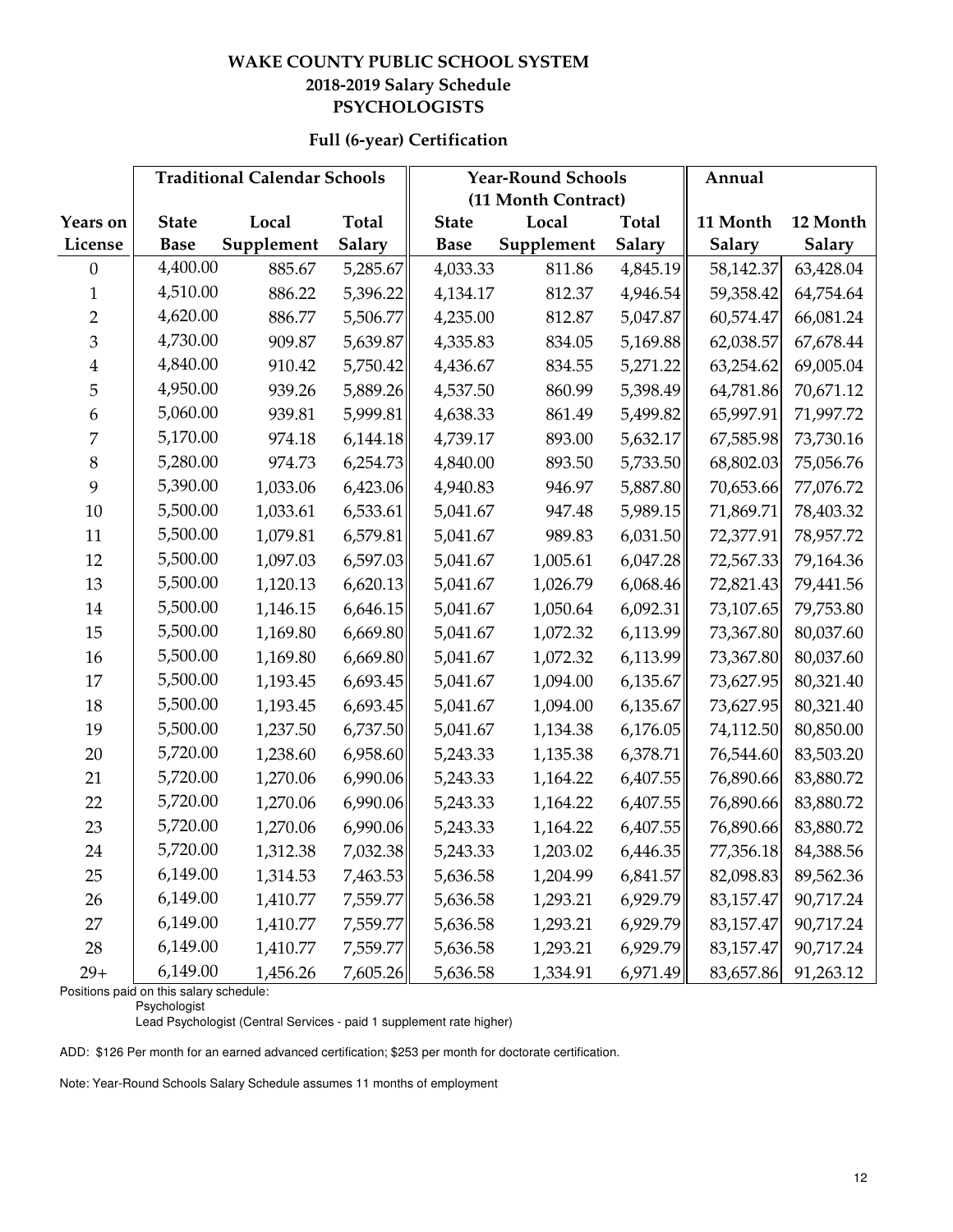# WAKE COUNTY PUBLIC SCHOOL SYSTEM
## 2018-2019 Salary Schedule
## PSYCHOLOGISTS

### Full (6-year) Certification

| | Traditional Calendar Schools | | | Year-Round Schools (11 Month Contract) | | | Annual | |
|---|---|---|---|---|---|---|---|---|
| Years on License | State Base | Local Supplement | Total Salary | State Base | Local Supplement | Total Salary | 11 Month Salary | 12 Month Salary |
| 0 | 4,400.00 | 885.67 | 5,285.67 | 4,033.33 | 811.86 | 4,845.19 | 58,142.37 | 63,428.04 |
| 1 | 4,510.00 | 886.22 | 5,396.22 | 4,134.17 | 812.37 | 4,946.54 | 59,358.42 | 64,754.64 |
| 2 | 4,620.00 | 886.77 | 5,506.77 | 4,235.00 | 812.87 | 5,047.87 | 60,574.47 | 66,081.24 |
| 3 | 4,730.00 | 909.87 | 5,639.87 | 4,335.83 | 834.05 | 5,169.88 | 62,038.57 | 67,678.44 |
| 4 | 4,840.00 | 910.42 | 5,750.42 | 4,436.67 | 834.55 | 5,271.22 | 63,254.62 | 69,005.04 |
| 5 | 4,950.00 | 939.26 | 5,889.26 | 4,537.50 | 860.99 | 5,398.49 | 64,781.86 | 70,671.12 |
| 6 | 5,060.00 | 939.81 | 5,999.81 | 4,638.33 | 861.49 | 5,499.82 | 65,997.91 | 71,997.72 |
| 7 | 5,170.00 | 974.18 | 6,144.18 | 4,739.17 | 893.00 | 5,632.17 | 67,585.98 | 73,730.16 |
| 8 | 5,280.00 | 974.73 | 6,254.73 | 4,840.00 | 893.50 | 5,733.50 | 68,802.03 | 75,056.76 |
| 9 | 5,390.00 | 1,033.06 | 6,423.06 | 4,940.83 | 946.97 | 5,887.80 | 70,653.66 | 77,076.72 |
| 10 | 5,500.00 | 1,033.61 | 6,533.61 | 5,041.67 | 947.48 | 5,989.15 | 71,869.71 | 78,403.32 |
| 11 | 5,500.00 | 1,079.81 | 6,579.81 | 5,041.67 | 989.83 | 6,031.50 | 72,377.91 | 78,957.72 |
| 12 | 5,500.00 | 1,097.03 | 6,597.03 | 5,041.67 | 1,005.61 | 6,047.28 | 72,567.33 | 79,164.36 |
| 13 | 5,500.00 | 1,120.13 | 6,620.13 | 5,041.67 | 1,026.79 | 6,068.46 | 72,821.43 | 79,441.56 |
| 14 | 5,500.00 | 1,146.15 | 6,646.15 | 5,041.67 | 1,050.64 | 6,092.31 | 73,107.65 | 79,753.80 |
| 15 | 5,500.00 | 1,169.80 | 6,669.80 | 5,041.67 | 1,072.32 | 6,113.99 | 73,367.80 | 80,037.60 |
| 16 | 5,500.00 | 1,169.80 | 6,669.80 | 5,041.67 | 1,072.32 | 6,113.99 | 73,367.80 | 80,037.60 |
| 17 | 5,500.00 | 1,193.45 | 6,693.45 | 5,041.67 | 1,094.00 | 6,135.67 | 73,627.95 | 80,321.40 |
| 18 | 5,500.00 | 1,193.45 | 6,693.45 | 5,041.67 | 1,094.00 | 6,135.67 | 73,627.95 | 80,321.40 |
| 19 | 5,500.00 | 1,237.50 | 6,737.50 | 5,041.67 | 1,134.38 | 6,176.05 | 74,112.50 | 80,850.00 |
| 20 | 5,720.00 | 1,238.60 | 6,958.60 | 5,243.33 | 1,135.38 | 6,378.71 | 76,544.60 | 83,503.20 |
| 21 | 5,720.00 | 1,270.06 | 6,990.06 | 5,243.33 | 1,164.22 | 6,407.55 | 76,890.66 | 83,880.72 |
| 22 | 5,720.00 | 1,270.06 | 6,990.06 | 5,243.33 | 1,164.22 | 6,407.55 | 76,890.66 | 83,880.72 |
| 23 | 5,720.00 | 1,270.06 | 6,990.06 | 5,243.33 | 1,164.22 | 6,407.55 | 76,890.66 | 83,880.72 |
| 24 | 5,720.00 | 1,312.38 | 7,032.38 | 5,243.33 | 1,203.02 | 6,446.35 | 77,356.18 | 84,388.56 |
| 25 | 6,149.00 | 1,314.53 | 7,463.53 | 5,636.58 | 1,204.99 | 6,841.57 | 82,098.83 | 89,562.36 |
| 26 | 6,149.00 | 1,410.77 | 7,559.77 | 5,636.58 | 1,293.21 | 6,929.79 | 83,157.47 | 90,717.24 |
| 27 | 6,149.00 | 1,410.77 | 7,559.77 | 5,636.58 | 1,293.21 | 6,929.79 | 83,157.47 | 90,717.24 |
| 28 | 6,149.00 | 1,410.77 | 7,559.77 | 5,636.58 | 1,293.21 | 6,929.79 | 83,157.47 | 90,717.24 |
| 29+ | 6,149.00 | 1,456.26 | 7,605.26 | 5,636.58 | 1,334.91 | 6,971.49 | 83,657.86 | 91,263.12 |

Positions paid on this salary schedule:
- Psychologist
- Lead Psychologist (Central Services - paid 1 supplement rate higher)

ADD: $126 Per month for an earned advanced certification; $253 per month for doctorate certification.

Note: Year-Round Schools Salary Schedule assumes 11 months of employment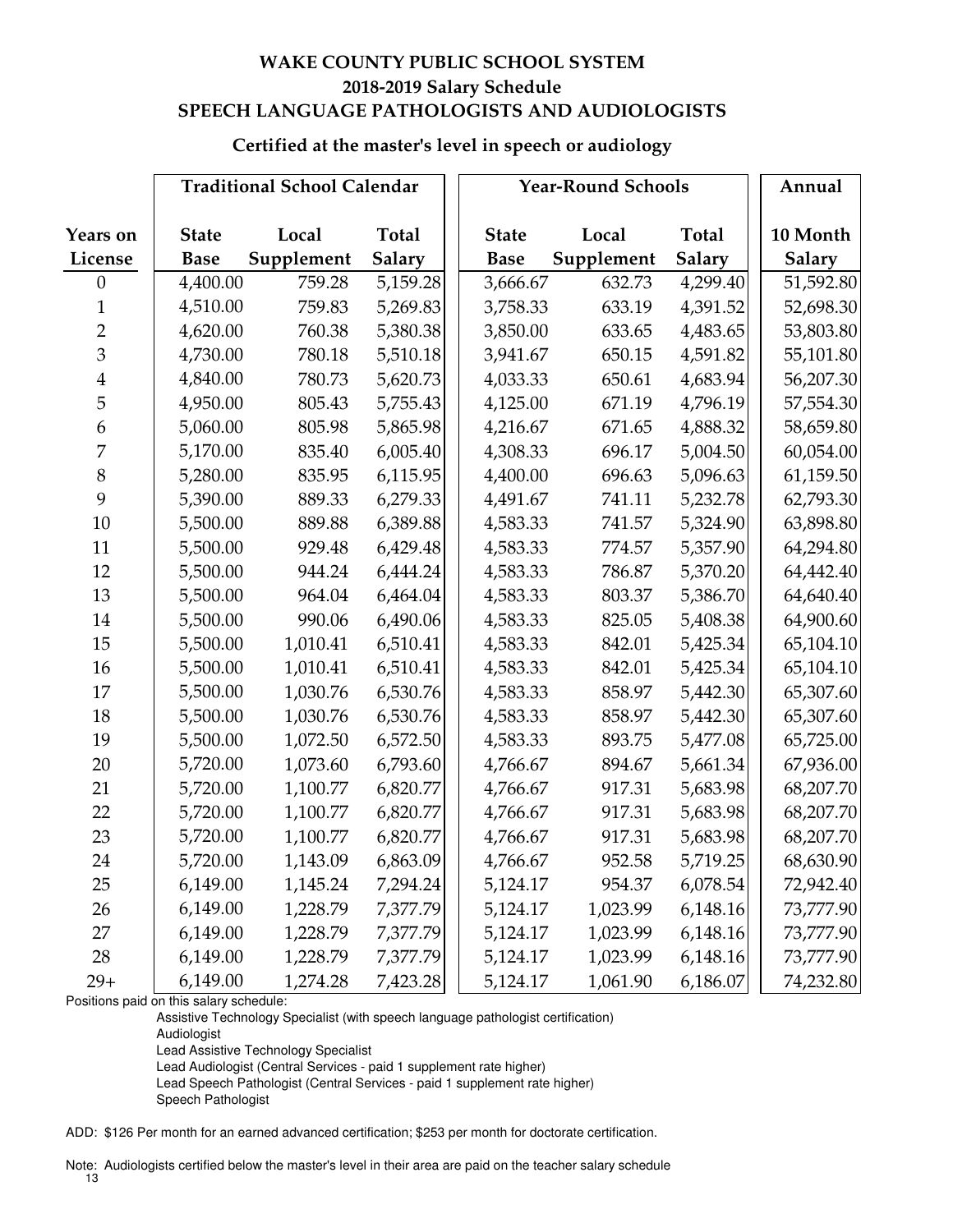# WAKE COUNTY PUBLIC SCHOOL SYSTEM
## 2018-2019 Salary Schedule
## SPEECH LANGUAGE PATHOLOGISTS AND AUDIOLOGISTS

### Certified at the master's level in speech or audiology

| | Traditional School Calendar | | | Year-Round Schools | | | Annual |
|---|---|---|---|---|---|---|---|
| Years on License | State Base | Local Supplement | Total Salary | State Base | Local Supplement | Total Salary | 10 Month Salary |
| 0 | 4,400.00 | 759.28 | 5,159.28 | 3,666.67 | 632.73 | 4,299.40 | 51,592.80 |
| 1 | 4,510.00 | 759.83 | 5,269.83 | 3,758.33 | 633.19 | 4,391.52 | 52,698.30 |
| 2 | 4,620.00 | 760.38 | 5,380.38 | 3,850.00 | 633.65 | 4,483.65 | 53,803.80 |
| 3 | 4,730.00 | 780.18 | 5,510.18 | 3,941.67 | 650.15 | 4,591.82 | 55,101.80 |
| 4 | 4,840.00 | 780.73 | 5,620.73 | 4,033.33 | 650.61 | 4,683.94 | 56,207.30 |
| 5 | 4,950.00 | 805.43 | 5,755.43 | 4,125.00 | 671.19 | 4,796.19 | 57,554.30 |
| 6 | 5,060.00 | 805.98 | 5,865.98 | 4,216.67 | 671.65 | 4,888.32 | 58,659.80 |
| 7 | 5,170.00 | 835.40 | 6,005.40 | 4,308.33 | 696.17 | 5,004.50 | 60,054.00 |
| 8 | 5,280.00 | 835.95 | 6,115.95 | 4,400.00 | 696.63 | 5,096.63 | 61,159.50 |
| 9 | 5,390.00 | 889.33 | 6,279.33 | 4,491.67 | 741.11 | 5,232.78 | 62,793.30 |
| 10 | 5,500.00 | 889.88 | 6,389.88 | 4,583.33 | 741.57 | 5,324.90 | 63,898.80 |
| 11 | 5,500.00 | 929.48 | 6,429.48 | 4,583.33 | 774.57 | 5,357.90 | 64,294.80 |
| 12 | 5,500.00 | 944.24 | 6,444.24 | 4,583.33 | 786.87 | 5,370.20 | 64,442.40 |
| 13 | 5,500.00 | 964.04 | 6,464.04 | 4,583.33 | 803.37 | 5,386.70 | 64,640.40 |
| 14 | 5,500.00 | 990.06 | 6,490.06 | 4,583.33 | 825.05 | 5,408.38 | 64,900.60 |
| 15 | 5,500.00 | 1,010.41 | 6,510.41 | 4,583.33 | 842.01 | 5,425.34 | 65,104.10 |
| 16 | 5,500.00 | 1,010.41 | 6,510.41 | 4,583.33 | 842.01 | 5,425.34 | 65,104.10 |
| 17 | 5,500.00 | 1,030.76 | 6,530.76 | 4,583.33 | 858.97 | 5,442.30 | 65,307.60 |
| 18 | 5,500.00 | 1,030.76 | 6,530.76 | 4,583.33 | 858.97 | 5,442.30 | 65,307.60 |
| 19 | 5,500.00 | 1,072.50 | 6,572.50 | 4,583.33 | 893.75 | 5,477.08 | 65,725.00 |
| 20 | 5,720.00 | 1,073.60 | 6,793.60 | 4,766.67 | 894.67 | 5,661.34 | 67,936.00 |
| 21 | 5,720.00 | 1,100.77 | 6,820.77 | 4,766.67 | 917.31 | 5,683.98 | 68,207.70 |
| 22 | 5,720.00 | 1,100.77 | 6,820.77 | 4,766.67 | 917.31 | 5,683.98 | 68,207.70 |
| 23 | 5,720.00 | 1,100.77 | 6,820.77 | 4,766.67 | 917.31 | 5,683.98 | 68,207.70 |
| 24 | 5,720.00 | 1,143.09 | 6,863.09 | 4,766.67 | 952.58 | 5,719.25 | 68,630.90 |
| 25 | 6,149.00 | 1,145.24 | 7,294.24 | 5,124.17 | 954.37 | 6,078.54 | 72,942.40 |
| 26 | 6,149.00 | 1,228.79 | 7,377.79 | 5,124.17 | 1,023.99 | 6,148.16 | 73,777.90 |
| 27 | 6,149.00 | 1,228.79 | 7,377.79 | 5,124.17 | 1,023.99 | 6,148.16 | 73,777.90 |
| 28 | 6,149.00 | 1,228.79 | 7,377.79 | 5,124.17 | 1,023.99 | 6,148.16 | 73,777.90 |
| 29+ | 6,149.00 | 1,274.28 | 7,423.28 | 5,124.17 | 1,061.90 | 6,186.07 | 74,232.80 |

Positions paid on this salary schedule:

- Assistive Technology Specialist (with speech language pathologist certification)
- Audiologist
- Lead Assistive Technology Specialist
- Lead Audiologist (Central Services - paid 1 supplement rate higher)
- Lead Speech Pathologist (Central Services - paid 1 supplement rate higher)
- Speech Pathologist

ADD: $126 Per month for an earned advanced certification; $253 per month for doctorate certification.

Note: Audiologists certified below the master's level in their area are paid on the teacher salary schedule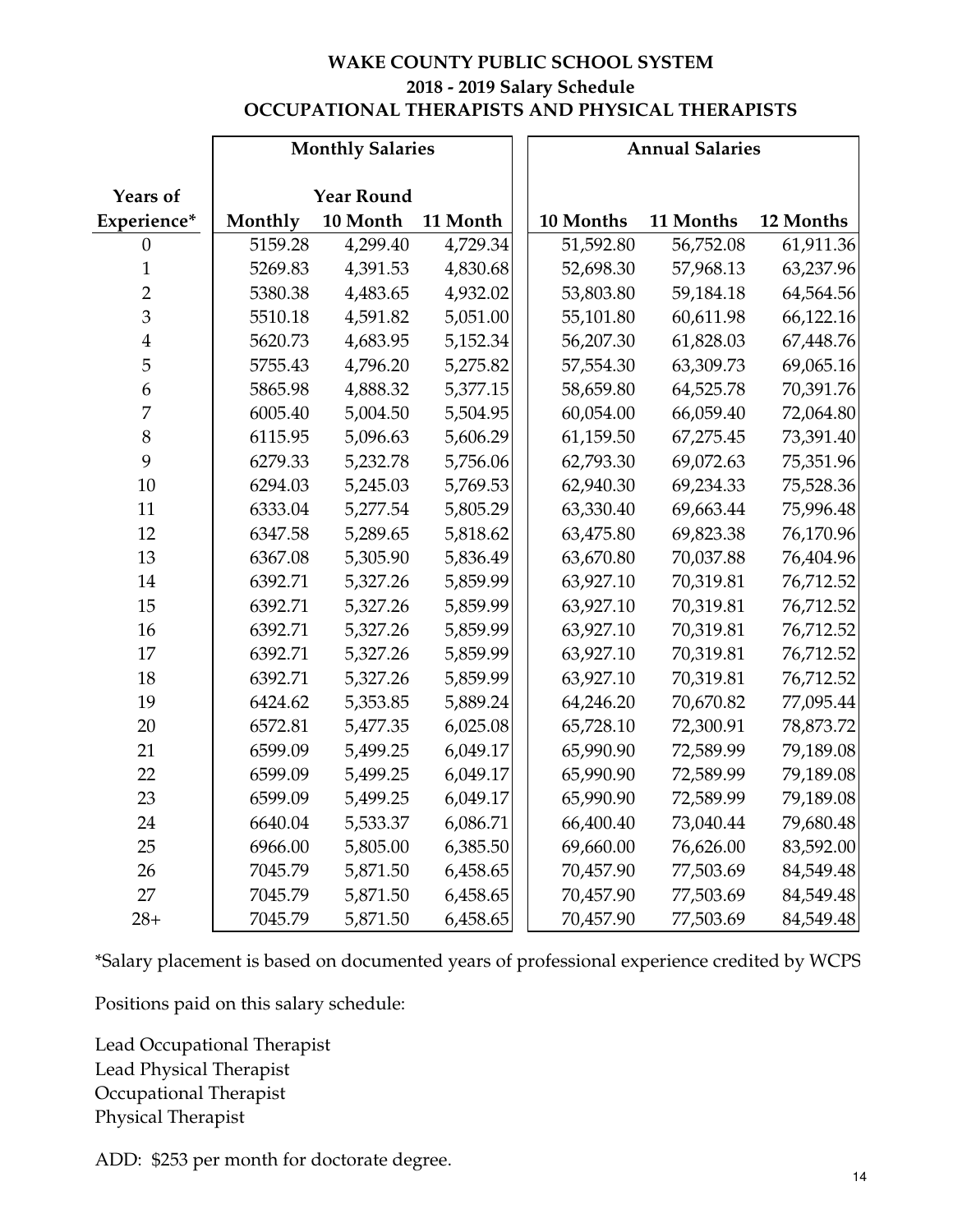# WAKE COUNTY PUBLIC SCHOOL SYSTEM
## 2018 - 2019 Salary Schedule
## OCCUPATIONAL THERAPISTS AND PHYSICAL THERAPISTS

| | Monthly Salaries | | | Annual Salaries | | |
|---|---|---|---|---|---|---|
| Years of | | Year Round | | | | |
| Experience* | Monthly | 10 Month | 11 Month | 10 Months | 11 Months | 12 Months |
| 0 | 5159.28 | 4,299.40 | 4,729.34 | 51,592.80 | 56,752.08 | 61,911.36 |
| 1 | 5269.83 | 4,391.53 | 4,830.68 | 52,698.30 | 57,968.13 | 63,237.96 |
| 2 | 5380.38 | 4,483.65 | 4,932.02 | 53,803.80 | 59,184.18 | 64,564.56 |
| 3 | 5510.18 | 4,591.82 | 5,051.00 | 55,101.80 | 60,611.98 | 66,122.16 |
| 4 | 5620.73 | 4,683.95 | 5,152.34 | 56,207.30 | 61,828.03 | 67,448.76 |
| 5 | 5755.43 | 4,796.20 | 5,275.82 | 57,554.30 | 63,309.73 | 69,065.16 |
| 6 | 5865.98 | 4,888.32 | 5,377.15 | 58,659.80 | 64,525.78 | 70,391.76 |
| 7 | 6005.40 | 5,004.50 | 5,504.95 | 60,054.00 | 66,059.40 | 72,064.80 |
| 8 | 6115.95 | 5,096.63 | 5,606.29 | 61,159.50 | 67,275.45 | 73,391.40 |
| 9 | 6279.33 | 5,232.78 | 5,756.06 | 62,793.30 | 69,072.63 | 75,351.96 |
| 10 | 6294.03 | 5,245.03 | 5,769.53 | 62,940.30 | 69,234.33 | 75,528.36 |
| 11 | 6333.04 | 5,277.54 | 5,805.29 | 63,330.40 | 69,663.44 | 75,996.48 |
| 12 | 6347.58 | 5,289.65 | 5,818.62 | 63,475.80 | 69,823.38 | 76,170.96 |
| 13 | 6367.08 | 5,305.90 | 5,836.49 | 63,670.80 | 70,037.88 | 76,404.96 |
| 14 | 6392.71 | 5,327.26 | 5,859.99 | 63,927.10 | 70,319.81 | 76,712.52 |
| 15 | 6392.71 | 5,327.26 | 5,859.99 | 63,927.10 | 70,319.81 | 76,712.52 |
| 16 | 6392.71 | 5,327.26 | 5,859.99 | 63,927.10 | 70,319.81 | 76,712.52 |
| 17 | 6392.71 | 5,327.26 | 5,859.99 | 63,927.10 | 70,319.81 | 76,712.52 |
| 18 | 6392.71 | 5,327.26 | 5,859.99 | 63,927.10 | 70,319.81 | 76,712.52 |
| 19 | 6424.62 | 5,353.85 | 5,889.24 | 64,246.20 | 70,670.82 | 77,095.44 |
| 20 | 6572.81 | 5,477.35 | 6,025.08 | 65,728.10 | 72,300.91 | 78,873.72 |
| 21 | 6599.09 | 5,499.25 | 6,049.17 | 65,990.90 | 72,589.99 | 79,189.08 |
| 22 | 6599.09 | 5,499.25 | 6,049.17 | 65,990.90 | 72,589.99 | 79,189.08 |
| 23 | 6599.09 | 5,499.25 | 6,049.17 | 65,990.90 | 72,589.99 | 79,189.08 |
| 24 | 6640.04 | 5,533.37 | 6,086.71 | 66,400.40 | 73,040.44 | 79,680.48 |
| 25 | 6966.00 | 5,805.00 | 6,385.50 | 69,660.00 | 76,626.00 | 83,592.00 |
| 26 | 7045.79 | 5,871.50 | 6,458.65 | 70,457.90 | 77,503.69 | 84,549.48 |
| 27 | 7045.79 | 5,871.50 | 6,458.65 | 70,457.90 | 77,503.69 | 84,549.48 |
| 28+ | 7045.79 | 5,871.50 | 6,458.65 | 70,457.90 | 77,503.69 | 84,549.48 |

*Salary placement is based on documented years of professional experience credited by WCPS

Positions paid on this salary schedule:

Lead Occupational Therapist
Lead Physical Therapist
Occupational Therapist
Physical Therapist

ADD: $253 per month for doctorate degree.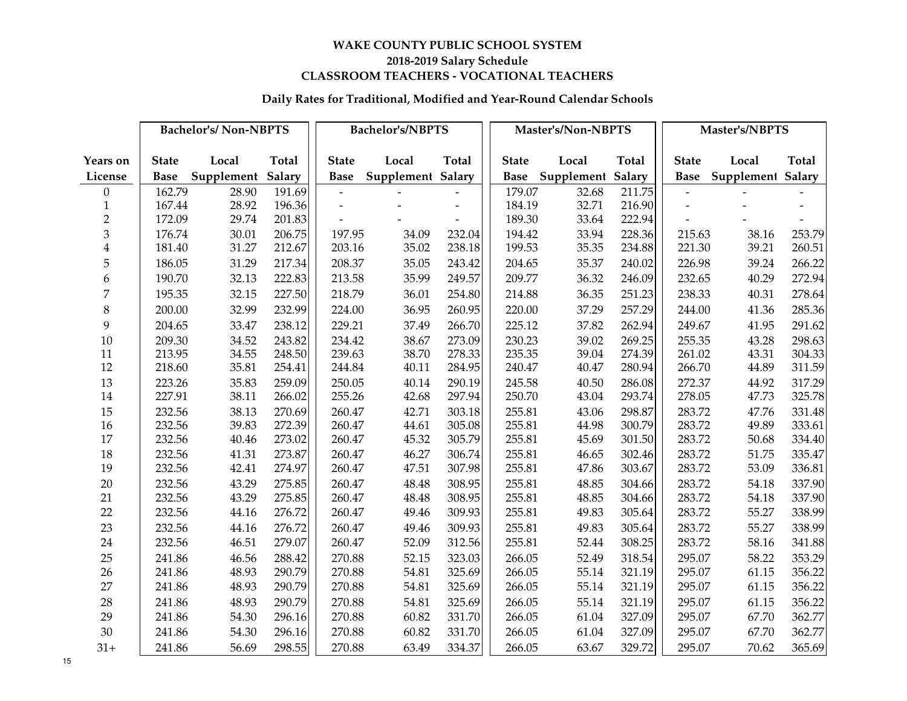# WAKE COUNTY PUBLIC SCHOOL SYSTEM

## 2018-2019 Salary Schedule

## CLASSROOM TEACHERS - VOCATIONAL TEACHERS

### Daily Rates for Traditional, Modified and Year-Round Calendar Schools

| | Bachelor's/ Non-NBPTS | | | Bachelor's/NBPTS | | | Master's/Non-NBPTS | | | Master's/NBPTS | | |
|---|---|---|---|---|---|---|---|---|---|---|---|---|
| Years on License | State Base | Local Supplement | Total Salary | State Base | Local Supplement | Total Salary | State Base | Local Supplement | Total Salary | State Base | Local Supplement | Total Salary |
| 0 | 162.79 | 28.90 | 191.69 | - | - | - | 179.07 | 32.68 | 211.75 | - | - | - |
| 1 | 167.44 | 28.92 | 196.36 | - | - | - | 184.19 | 32.71 | 216.90 | - | - | - |
| 2 | 172.09 | 29.74 | 201.83 | - | - | - | 189.30 | 33.64 | 222.94 | - | - | - |
| 3 | 176.74 | 30.01 | 206.75 | 197.95 | 34.09 | 232.04 | 194.42 | 33.94 | 228.36 | 215.63 | 38.16 | 253.79 |
| 4 | 181.40 | 31.27 | 212.67 | 203.16 | 35.02 | 238.18 | 199.53 | 35.35 | 234.88 | 221.30 | 39.21 | 260.51 |
| 5 | 186.05 | 31.29 | 217.34 | 208.37 | 35.05 | 243.42 | 204.65 | 35.37 | 240.02 | 226.98 | 39.24 | 266.22 |
| 6 | 190.70 | 32.13 | 222.83 | 213.58 | 35.99 | 249.57 | 209.77 | 36.32 | 246.09 | 232.65 | 40.29 | 272.94 |
| 7 | 195.35 | 32.15 | 227.50 | 218.79 | 36.01 | 254.80 | 214.88 | 36.35 | 251.23 | 238.33 | 40.31 | 278.64 |
| 8 | 200.00 | 32.99 | 232.99 | 224.00 | 36.95 | 260.95 | 220.00 | 37.29 | 257.29 | 244.00 | 41.36 | 285.36 |
| 9 | 204.65 | 33.47 | 238.12 | 229.21 | 37.49 | 266.70 | 225.12 | 37.82 | 262.94 | 249.67 | 41.95 | 291.62 |
| 10 | 209.30 | 34.52 | 243.82 | 234.42 | 38.67 | 273.09 | 230.23 | 39.02 | 269.25 | 255.35 | 43.28 | 298.63 |
| 11 | 213.95 | 34.55 | 248.50 | 239.63 | 38.70 | 278.33 | 235.35 | 39.04 | 274.39 | 261.02 | 43.31 | 304.33 |
| 12 | 218.60 | 35.81 | 254.41 | 244.84 | 40.11 | 284.95 | 240.47 | 40.47 | 280.94 | 266.70 | 44.89 | 311.59 |
| 13 | 223.26 | 35.83 | 259.09 | 250.05 | 40.14 | 290.19 | 245.58 | 40.50 | 286.08 | 272.37 | 44.92 | 317.29 |
| 14 | 227.91 | 38.11 | 266.02 | 255.26 | 42.68 | 297.94 | 250.70 | 43.04 | 293.74 | 278.05 | 47.73 | 325.78 |
| 15 | 232.56 | 38.13 | 270.69 | 260.47 | 42.71 | 303.18 | 255.81 | 43.06 | 298.87 | 283.72 | 47.76 | 331.48 |
| 16 | 232.56 | 39.83 | 272.39 | 260.47 | 44.61 | 305.08 | 255.81 | 44.98 | 300.79 | 283.72 | 49.89 | 333.61 |
| 17 | 232.56 | 40.46 | 273.02 | 260.47 | 45.32 | 305.79 | 255.81 | 45.69 | 301.50 | 283.72 | 50.68 | 334.40 |
| 18 | 232.56 | 41.31 | 273.87 | 260.47 | 46.27 | 306.74 | 255.81 | 46.65 | 302.46 | 283.72 | 51.75 | 335.47 |
| 19 | 232.56 | 42.41 | 274.97 | 260.47 | 47.51 | 307.98 | 255.81 | 47.86 | 303.67 | 283.72 | 53.09 | 336.81 |
| 20 | 232.56 | 43.29 | 275.85 | 260.47 | 48.48 | 308.95 | 255.81 | 48.85 | 304.66 | 283.72 | 54.18 | 337.90 |
| 21 | 232.56 | 43.29 | 275.85 | 260.47 | 48.48 | 308.95 | 255.81 | 48.85 | 304.66 | 283.72 | 54.18 | 337.90 |
| 22 | 232.56 | 44.16 | 276.72 | 260.47 | 49.46 | 309.93 | 255.81 | 49.83 | 305.64 | 283.72 | 55.27 | 338.99 |
| 23 | 232.56 | 44.16 | 276.72 | 260.47 | 49.46 | 309.93 | 255.81 | 49.83 | 305.64 | 283.72 | 55.27 | 338.99 |
| 24 | 232.56 | 46.51 | 279.07 | 260.47 | 52.09 | 312.56 | 255.81 | 52.44 | 308.25 | 283.72 | 58.16 | 341.88 |
| 25 | 241.86 | 46.56 | 288.42 | 270.88 | 52.15 | 323.03 | 266.05 | 52.49 | 318.54 | 295.07 | 58.22 | 353.29 |
| 26 | 241.86 | 48.93 | 290.79 | 270.88 | 54.81 | 325.69 | 266.05 | 55.14 | 321.19 | 295.07 | 61.15 | 356.22 |
| 27 | 241.86 | 48.93 | 290.79 | 270.88 | 54.81 | 325.69 | 266.05 | 55.14 | 321.19 | 295.07 | 61.15 | 356.22 |
| 28 | 241.86 | 48.93 | 290.79 | 270.88 | 54.81 | 325.69 | 266.05 | 55.14 | 321.19 | 295.07 | 61.15 | 356.22 |
| 29 | 241.86 | 54.30 | 296.16 | 270.88 | 60.82 | 331.70 | 266.05 | 61.04 | 327.09 | 295.07 | 67.70 | 362.77 |
| 30 | 241.86 | 54.30 | 296.16 | 270.88 | 60.82 | 331.70 | 266.05 | 61.04 | 327.09 | 295.07 | 67.70 | 362.77 |
| 31+ | 241.86 | 56.69 | 298.55 | 270.88 | 63.49 | 334.37 | 266.05 | 63.67 | 329.72 | 295.07 | 70.62 | 365.69 |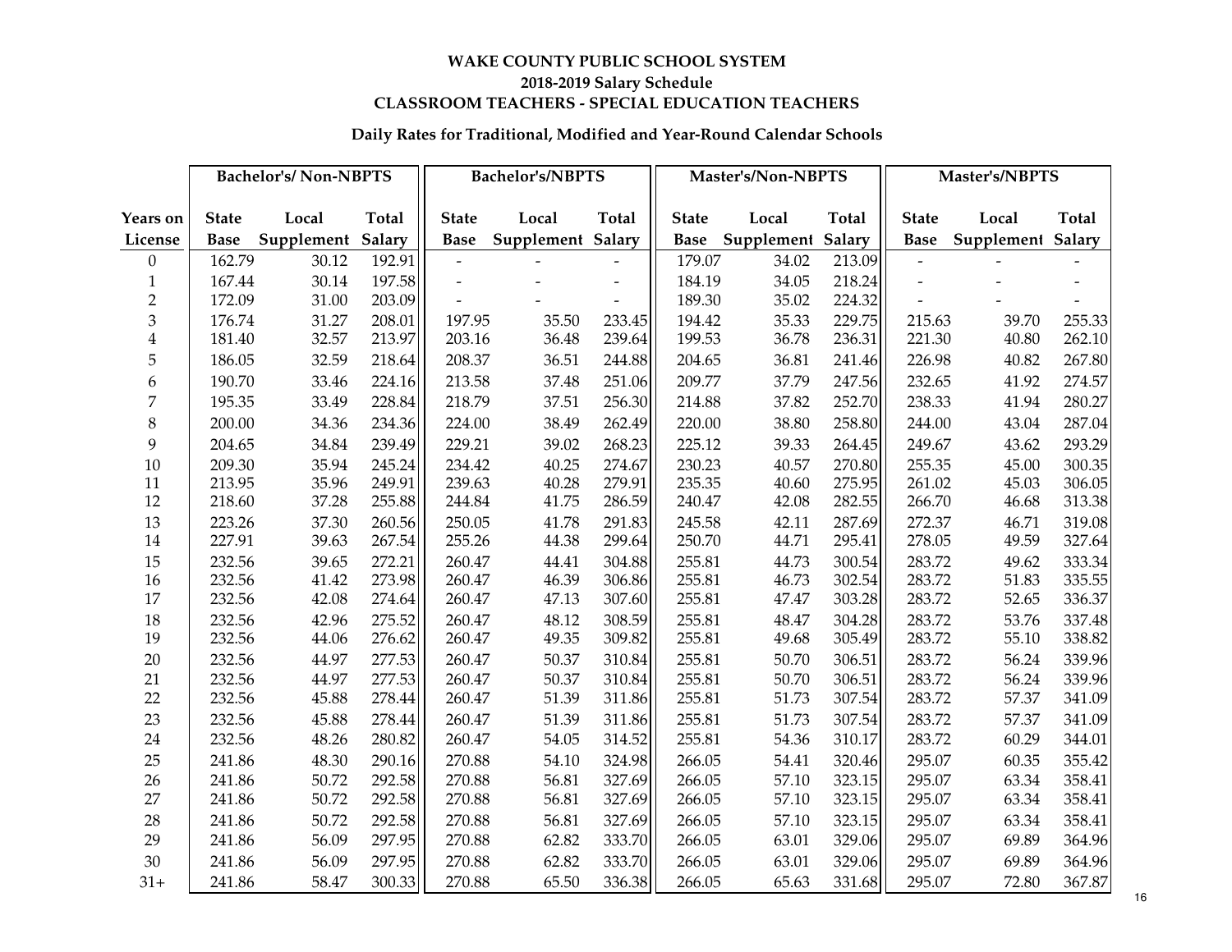# WAKE COUNTY PUBLIC SCHOOL SYSTEM

## 2018-2019 Salary Schedule

## CLASSROOM TEACHERS - SPECIAL EDUCATION TEACHERS

### Daily Rates for Traditional, Modified and Year-Round Calendar Schools

| | Bachelor's/ Non-NBPTS | | | Bachelor's/NBPTS | | | Master's/Non-NBPTS | | | Master's/NBPTS | | |
|---|---|---|---|---|---|---|---|---|---|---|---|---|
| Years on License | State Base | Local Supplement | Total Salary | State Base | Local Supplement | Total Salary | State Base | Local Supplement | Total Salary | State Base | Local Supplement | Total Salary |
| 0 | 162.79 | 30.12 | 192.91 | - | - | - | 179.07 | 34.02 | 213.09 | - | - | - |
| 1 | 167.44 | 30.14 | 197.58 | - | - | - | 184.19 | 34.05 | 218.24 | - | - | - |
| 2 | 172.09 | 31.00 | 203.09 | - | - | - | 189.30 | 35.02 | 224.32 | - | - | - |
| 3 | 176.74 | 31.27 | 208.01 | 197.95 | 35.50 | 233.45 | 194.42 | 35.33 | 229.75 | 215.63 | 39.70 | 255.33 |
| 4 | 181.40 | 32.57 | 213.97 | 203.16 | 36.48 | 239.64 | 199.53 | 36.78 | 236.31 | 221.30 | 40.80 | 262.10 |
| 5 | 186.05 | 32.59 | 218.64 | 208.37 | 36.51 | 244.88 | 204.65 | 36.81 | 241.46 | 226.98 | 40.82 | 267.80 |
| 6 | 190.70 | 33.46 | 224.16 | 213.58 | 37.48 | 251.06 | 209.77 | 37.79 | 247.56 | 232.65 | 41.92 | 274.57 |
| 7 | 195.35 | 33.49 | 228.84 | 218.79 | 37.51 | 256.30 | 214.88 | 37.82 | 252.70 | 238.33 | 41.94 | 280.27 |
| 8 | 200.00 | 34.36 | 234.36 | 224.00 | 38.49 | 262.49 | 220.00 | 38.80 | 258.80 | 244.00 | 43.04 | 287.04 |
| 9 | 204.65 | 34.84 | 239.49 | 229.21 | 39.02 | 268.23 | 225.12 | 39.33 | 264.45 | 249.67 | 43.62 | 293.29 |
| 10 | 209.30 | 35.94 | 245.24 | 234.42 | 40.25 | 274.67 | 230.23 | 40.57 | 270.80 | 255.35 | 45.00 | 300.35 |
| 11 | 213.95 | 35.96 | 249.91 | 239.63 | 40.28 | 279.91 | 235.35 | 40.60 | 275.95 | 261.02 | 45.03 | 306.05 |
| 12 | 218.60 | 37.28 | 255.88 | 244.84 | 41.75 | 286.59 | 240.47 | 42.08 | 282.55 | 266.70 | 46.68 | 313.38 |
| 13 | 223.26 | 37.30 | 260.56 | 250.05 | 41.78 | 291.83 | 245.58 | 42.11 | 287.69 | 272.37 | 46.71 | 319.08 |
| 14 | 227.91 | 39.63 | 267.54 | 255.26 | 44.38 | 299.64 | 250.70 | 44.71 | 295.41 | 278.05 | 49.59 | 327.64 |
| 15 | 232.56 | 39.65 | 272.21 | 260.47 | 44.41 | 304.88 | 255.81 | 44.73 | 300.54 | 283.72 | 49.62 | 333.34 |
| 16 | 232.56 | 41.42 | 273.98 | 260.47 | 46.39 | 306.86 | 255.81 | 46.73 | 302.54 | 283.72 | 51.83 | 335.55 |
| 17 | 232.56 | 42.08 | 274.64 | 260.47 | 47.13 | 307.60 | 255.81 | 47.47 | 303.28 | 283.72 | 52.65 | 336.37 |
| 18 | 232.56 | 42.96 | 275.52 | 260.47 | 48.12 | 308.59 | 255.81 | 48.47 | 304.28 | 283.72 | 53.76 | 337.48 |
| 19 | 232.56 | 44.06 | 276.62 | 260.47 | 49.35 | 309.82 | 255.81 | 49.68 | 305.49 | 283.72 | 55.10 | 338.82 |
| 20 | 232.56 | 44.97 | 277.53 | 260.47 | 50.37 | 310.84 | 255.81 | 50.70 | 306.51 | 283.72 | 56.24 | 339.96 |
| 21 | 232.56 | 44.97 | 277.53 | 260.47 | 50.37 | 310.84 | 255.81 | 50.70 | 306.51 | 283.72 | 56.24 | 339.96 |
| 22 | 232.56 | 45.88 | 278.44 | 260.47 | 51.39 | 311.86 | 255.81 | 51.73 | 307.54 | 283.72 | 57.37 | 341.09 |
| 23 | 232.56 | 45.88 | 278.44 | 260.47 | 51.39 | 311.86 | 255.81 | 51.73 | 307.54 | 283.72 | 57.37 | 341.09 |
| 24 | 232.56 | 48.26 | 280.82 | 260.47 | 54.05 | 314.52 | 255.81 | 54.36 | 310.17 | 283.72 | 60.29 | 344.01 |
| 25 | 241.86 | 48.30 | 290.16 | 270.88 | 54.10 | 324.98 | 266.05 | 54.41 | 320.46 | 295.07 | 60.35 | 355.42 |
| 26 | 241.86 | 50.72 | 292.58 | 270.88 | 56.81 | 327.69 | 266.05 | 57.10 | 323.15 | 295.07 | 63.34 | 358.41 |
| 27 | 241.86 | 50.72 | 292.58 | 270.88 | 56.81 | 327.69 | 266.05 | 57.10 | 323.15 | 295.07 | 63.34 | 358.41 |
| 28 | 241.86 | 50.72 | 292.58 | 270.88 | 56.81 | 327.69 | 266.05 | 57.10 | 323.15 | 295.07 | 63.34 | 358.41 |
| 29 | 241.86 | 56.09 | 297.95 | 270.88 | 62.82 | 333.70 | 266.05 | 63.01 | 329.06 | 295.07 | 69.89 | 364.96 |
| 30 | 241.86 | 56.09 | 297.95 | 270.88 | 62.82 | 333.70 | 266.05 | 63.01 | 329.06 | 295.07 | 69.89 | 364.96 |
| 31+ | 241.86 | 58.47 | 300.33 | 270.88 | 65.50 | 336.38 | 266.05 | 65.63 | 331.68 | 295.07 | 72.80 | 367.87 |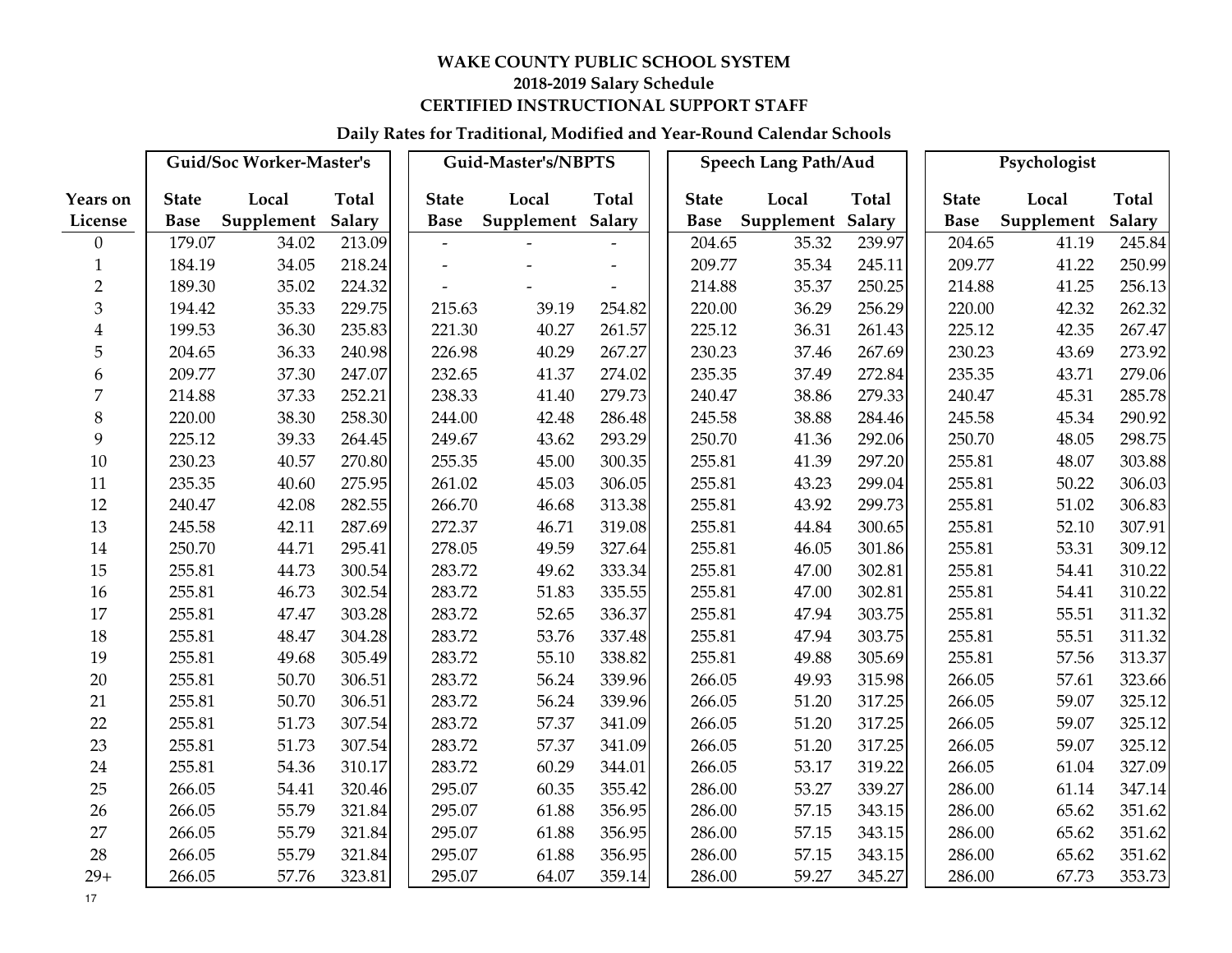**WAKE COUNTY PUBLIC SCHOOL SYSTEM**
**2018-2019 Salary Schedule**
**CERTIFIED INSTRUCTIONAL SUPPORT STAFF**

**Daily Rates for Traditional, Modified and Year-Round Calendar Schools**

| | Guid/Soc Worker-Master's | | | Guid-Master's/NBPTS | | | Speech Lang Path/Aud | | | Psychologist | | |
|---|---|---|---|---|---|---|---|---|---|---|---|---|
| Years on License | State Base | Local Supplement | Total Salary | State Base | Local Supplement | Total Salary | State Base | Local Supplement | Total Salary | State Base | Local Supplement | Total Salary |
| 0 | 179.07 | 34.02 | 213.09 | - | - | - | 204.65 | 35.32 | 239.97 | 204.65 | 41.19 | 245.84 |
| 1 | 184.19 | 34.05 | 218.24 | - | - | - | 209.77 | 35.34 | 245.11 | 209.77 | 41.22 | 250.99 |
| 2 | 189.30 | 35.02 | 224.32 | - | - | - | 214.88 | 35.37 | 250.25 | 214.88 | 41.25 | 256.13 |
| 3 | 194.42 | 35.33 | 229.75 | 215.63 | 39.19 | 254.82 | 220.00 | 36.29 | 256.29 | 220.00 | 42.32 | 262.32 |
| 4 | 199.53 | 36.30 | 235.83 | 221.30 | 40.27 | 261.57 | 225.12 | 36.31 | 261.43 | 225.12 | 42.35 | 267.47 |
| 5 | 204.65 | 36.33 | 240.98 | 226.98 | 40.29 | 267.27 | 230.23 | 37.46 | 267.69 | 230.23 | 43.69 | 273.92 |
| 6 | 209.77 | 37.30 | 247.07 | 232.65 | 41.37 | 274.02 | 235.35 | 37.49 | 272.84 | 235.35 | 43.71 | 279.06 |
| 7 | 214.88 | 37.33 | 252.21 | 238.33 | 41.40 | 279.73 | 240.47 | 38.86 | 279.33 | 240.47 | 45.31 | 285.78 |
| 8 | 220.00 | 38.30 | 258.30 | 244.00 | 42.48 | 286.48 | 245.58 | 38.88 | 284.46 | 245.58 | 45.34 | 290.92 |
| 9 | 225.12 | 39.33 | 264.45 | 249.67 | 43.62 | 293.29 | 250.70 | 41.36 | 292.06 | 250.70 | 48.05 | 298.75 |
| 10 | 230.23 | 40.57 | 270.80 | 255.35 | 45.00 | 300.35 | 255.81 | 41.39 | 297.20 | 255.81 | 48.07 | 303.88 |
| 11 | 235.35 | 40.60 | 275.95 | 261.02 | 45.03 | 306.05 | 255.81 | 43.23 | 299.04 | 255.81 | 50.22 | 306.03 |
| 12 | 240.47 | 42.08 | 282.55 | 266.70 | 46.68 | 313.38 | 255.81 | 43.92 | 299.73 | 255.81 | 51.02 | 306.83 |
| 13 | 245.58 | 42.11 | 287.69 | 272.37 | 46.71 | 319.08 | 255.81 | 44.84 | 300.65 | 255.81 | 52.10 | 307.91 |
| 14 | 250.70 | 44.71 | 295.41 | 278.05 | 49.59 | 327.64 | 255.81 | 46.05 | 301.86 | 255.81 | 53.31 | 309.12 |
| 15 | 255.81 | 44.73 | 300.54 | 283.72 | 49.62 | 333.34 | 255.81 | 47.00 | 302.81 | 255.81 | 54.41 | 310.22 |
| 16 | 255.81 | 46.73 | 302.54 | 283.72 | 51.83 | 335.55 | 255.81 | 47.00 | 302.81 | 255.81 | 54.41 | 310.22 |
| 17 | 255.81 | 47.47 | 303.28 | 283.72 | 52.65 | 336.37 | 255.81 | 47.94 | 303.75 | 255.81 | 55.51 | 311.32 |
| 18 | 255.81 | 48.47 | 304.28 | 283.72 | 53.76 | 337.48 | 255.81 | 47.94 | 303.75 | 255.81 | 55.51 | 311.32 |
| 19 | 255.81 | 49.68 | 305.49 | 283.72 | 55.10 | 338.82 | 255.81 | 49.88 | 305.69 | 255.81 | 57.56 | 313.37 |
| 20 | 255.81 | 50.70 | 306.51 | 283.72 | 56.24 | 339.96 | 266.05 | 49.93 | 315.98 | 266.05 | 57.61 | 323.66 |
| 21 | 255.81 | 50.70 | 306.51 | 283.72 | 56.24 | 339.96 | 266.05 | 51.20 | 317.25 | 266.05 | 59.07 | 325.12 |
| 22 | 255.81 | 51.73 | 307.54 | 283.72 | 57.37 | 341.09 | 266.05 | 51.20 | 317.25 | 266.05 | 59.07 | 325.12 |
| 23 | 255.81 | 51.73 | 307.54 | 283.72 | 57.37 | 341.09 | 266.05 | 51.20 | 317.25 | 266.05 | 59.07 | 325.12 |
| 24 | 255.81 | 54.36 | 310.17 | 283.72 | 60.29 | 344.01 | 266.05 | 53.17 | 319.22 | 266.05 | 61.04 | 327.09 |
| 25 | 266.05 | 54.41 | 320.46 | 295.07 | 60.35 | 355.42 | 286.00 | 53.27 | 339.27 | 286.00 | 61.14 | 347.14 |
| 26 | 266.05 | 55.79 | 321.84 | 295.07 | 61.88 | 356.95 | 286.00 | 57.15 | 343.15 | 286.00 | 65.62 | 351.62 |
| 27 | 266.05 | 55.79 | 321.84 | 295.07 | 61.88 | 356.95 | 286.00 | 57.15 | 343.15 | 286.00 | 65.62 | 351.62 |
| 28 | 266.05 | 55.79 | 321.84 | 295.07 | 61.88 | 356.95 | 286.00 | 57.15 | 343.15 | 286.00 | 65.62 | 351.62 |
| 29+ | 266.05 | 57.76 | 323.81 | 295.07 | 64.07 | 359.14 | 286.00 | 59.27 | 345.27 | 286.00 | 67.73 | 353.73 |